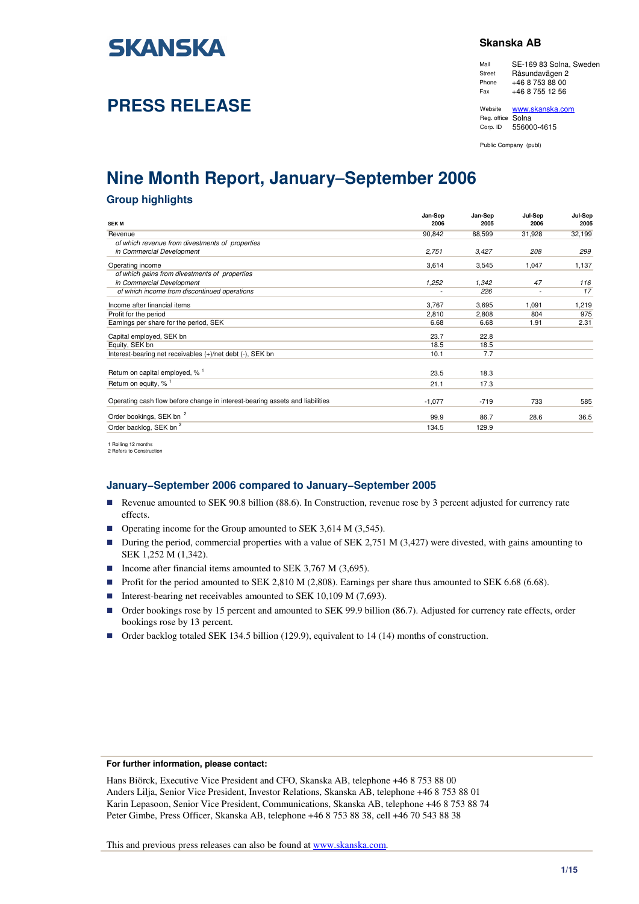# SKANSKA

## PRESS RELEASE

**Skanska AB**

| | |
|---|---|
| Mail | SE-169 83 Solna, Sweden |
| Street | Råsundavägen 2 |
| Phone | +46 8 753 88 00 |
| Fax | +46 8 755 12 56 |
| Website | www.skanska.com |
| Reg. office | Solna |
| Corp. ID | 556000-4615 |

Public Company (publ)

# Nine Month Report, January–September 2006

## Group highlights

| SEK M | Jan-Sep 2006 | Jan-Sep 2005 | Jul-Sep 2006 | Jul-Sep 2005 |
|---|---|---|---|---|
| Revenue | 90,842 | 88,599 | 31,928 | 32,199 |
| *of which revenue from divestments of properties in Commercial Development* | *2,751* | *3,427* | *208* | *299* |
| Operating income | 3,614 | 3,545 | 1,047 | 1,137 |
| *of which gains from divestments of properties in Commercial Development* | *1,252* | *1,342* | *47* | *116* |
| *of which income from discontinued operations* | *-* | *226* | *-* | *17* |
| Income after financial items | 3,767 | 3,695 | 1,091 | 1,219 |
| Profit for the period | 2,810 | 2,808 | 804 | 975 |
| Earnings per share for the period, SEK | 6.68 | 6.68 | 1.91 | 2.31 |
| Capital employed, SEK bn | 23.7 | 22.8 | | |
| Equity, SEK bn | 18.5 | 18.5 | | |
| Interest-bearing net receivables (+)/net debt (-), SEK bn | 10.1 | 7.7 | | |
| Return on capital employed, % [1] | 23.5 | 18.3 | | |
| Return on equity, % [1] | 21.1 | 17.3 | | |
| Operating cash flow before change in interest-bearing assets and liabilities | -1,077 | -719 | 733 | 585 |
| Order bookings, SEK bn [2] | 99.9 | 86.7 | 28.6 | 36.5 |
| Order backlog, SEK bn [2] | 134.5 | 129.9 | | |

1 Rolling 12 months
2 Refers to Construction

### January–September 2006 compared to January–September 2005

- Revenue amounted to SEK 90.8 billion (88.6). In Construction, revenue rose by 3 percent adjusted for currency rate effects.
- Operating income for the Group amounted to SEK 3,614 M (3,545).
- During the period, commercial properties with a value of SEK 2,751 M (3,427) were divested, with gains amounting to SEK 1,252 M (1,342).
- Income after financial items amounted to SEK 3,767 M (3,695).
- Profit for the period amounted to SEK 2,810 M (2,808). Earnings per share thus amounted to SEK 6.68 (6.68).
- Interest-bearing net receivables amounted to SEK 10,109 M (7,693).
- Order bookings rose by 15 percent and amounted to SEK 99.9 billion (86.7). Adjusted for currency rate effects, order bookings rose by 13 percent.
- Order backlog totaled SEK 134.5 billion (129.9), equivalent to 14 (14) months of construction.

**For further information, please contact:**

Hans Biörck, Executive Vice President and CFO, Skanska AB, telephone +46 8 753 88 00
Anders Lilja, Senior Vice President, Investor Relations, Skanska AB, telephone +46 8 753 88 01
Karin Lepasoon, Senior Vice President, Communications, Skanska AB, telephone +46 8 753 88 74
Peter Gimbe, Press Officer, Skanska AB, telephone +46 8 753 88 38, cell +46 70 543 88 38

This and previous press releases can also be found at www.skanska.com.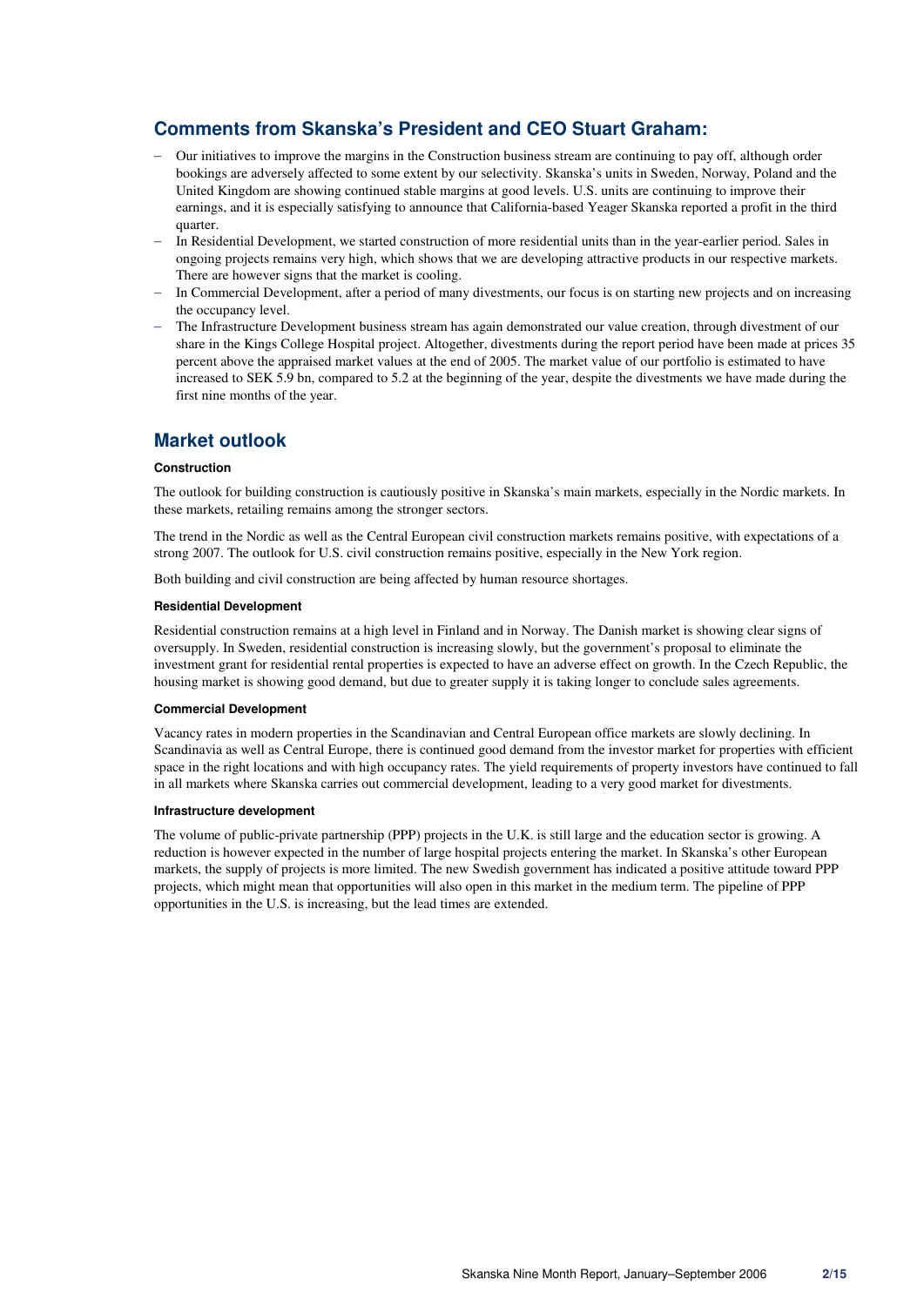## Comments from Skanska's President and CEO Stuart Graham:

- Our initiatives to improve the margins in the Construction business stream are continuing to pay off, although order bookings are adversely affected to some extent by our selectivity. Skanska's units in Sweden, Norway, Poland and the United Kingdom are showing continued stable margins at good levels. U.S. units are continuing to improve their earnings, and it is especially satisfying to announce that California-based Yeager Skanska reported a profit in the third quarter.
- In Residential Development, we started construction of more residential units than in the year-earlier period. Sales in ongoing projects remains very high, which shows that we are developing attractive products in our respective markets. There are however signs that the market is cooling.
- In Commercial Development, after a period of many divestments, our focus is on starting new projects and on increasing the occupancy level.
- The Infrastructure Development business stream has again demonstrated our value creation, through divestment of our share in the Kings College Hospital project. Altogether, divestments during the report period have been made at prices 35 percent above the appraised market values at the end of 2005. The market value of our portfolio is estimated to have increased to SEK 5.9 bn, compared to 5.2 at the beginning of the year, despite the divestments we have made during the first nine months of the year.

## Market outlook

#### Construction

The outlook for building construction is cautiously positive in Skanska's main markets, especially in the Nordic markets. In these markets, retailing remains among the stronger sectors.

The trend in the Nordic as well as the Central European civil construction markets remains positive, with expectations of a strong 2007. The outlook for U.S. civil construction remains positive, especially in the New York region.

Both building and civil construction are being affected by human resource shortages.

#### Residential Development

Residential construction remains at a high level in Finland and in Norway. The Danish market is showing clear signs of oversupply. In Sweden, residential construction is increasing slowly, but the government's proposal to eliminate the investment grant for residential rental properties is expected to have an adverse effect on growth. In the Czech Republic, the housing market is showing good demand, but due to greater supply it is taking longer to conclude sales agreements.

#### Commercial Development

Vacancy rates in modern properties in the Scandinavian and Central European office markets are slowly declining. In Scandinavia as well as Central Europe, there is continued good demand from the investor market for properties with efficient space in the right locations and with high occupancy rates. The yield requirements of property investors have continued to fall in all markets where Skanska carries out commercial development, leading to a very good market for divestments.

#### Infrastructure development

The volume of public-private partnership (PPP) projects in the U.K. is still large and the education sector is growing. A reduction is however expected in the number of large hospital projects entering the market. In Skanska's other European markets, the supply of projects is more limited. The new Swedish government has indicated a positive attitude toward PPP projects, which might mean that opportunities will also open in this market in the medium term. The pipeline of PPP opportunities in the U.S. is increasing, but the lead times are extended.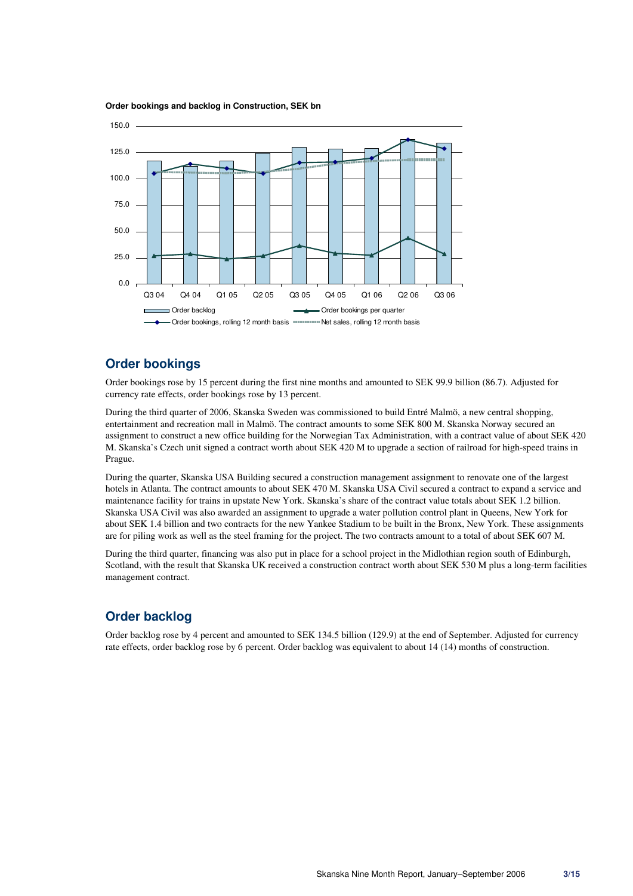**Order bookings and backlog in Construction, SEK bn**

## Order bookings

Order bookings rose by 15 percent during the first nine months and amounted to SEK 99.9 billion (86.7). Adjusted for currency rate effects, order bookings rose by 13 percent.

During the third quarter of 2006, Skanska Sweden was commissioned to build Entré Malmö, a new central shopping, entertainment and recreation mall in Malmö. The contract amounts to some SEK 800 M. Skanska Norway secured an assignment to construct a new office building for the Norwegian Tax Administration, with a contract value of about SEK 420 M. Skanska's Czech unit signed a contract worth about SEK 420 M to upgrade a section of railroad for high-speed trains in Prague.

During the quarter, Skanska USA Building secured a construction management assignment to renovate one of the largest hotels in Atlanta. The contract amounts to about SEK 470 M. Skanska USA Civil secured a contract to expand a service and maintenance facility for trains in upstate New York. Skanska's share of the contract value totals about SEK 1.2 billion. Skanska USA Civil was also awarded an assignment to upgrade a water pollution control plant in Queens, New York for about SEK 1.4 billion and two contracts for the new Yankee Stadium to be built in the Bronx, New York. These assignments are for piling work as well as the steel framing for the project. The two contracts amount to a total of about SEK 607 M.

During the third quarter, financing was also put in place for a school project in the Midlothian region south of Edinburgh, Scotland, with the result that Skanska UK received a construction contract worth about SEK 530 M plus a long-term facilities management contract.

## Order backlog

Order backlog rose by 4 percent and amounted to SEK 134.5 billion (129.9) at the end of September. Adjusted for currency rate effects, order backlog rose by 6 percent. Order backlog was equivalent to about 14 (14) months of construction.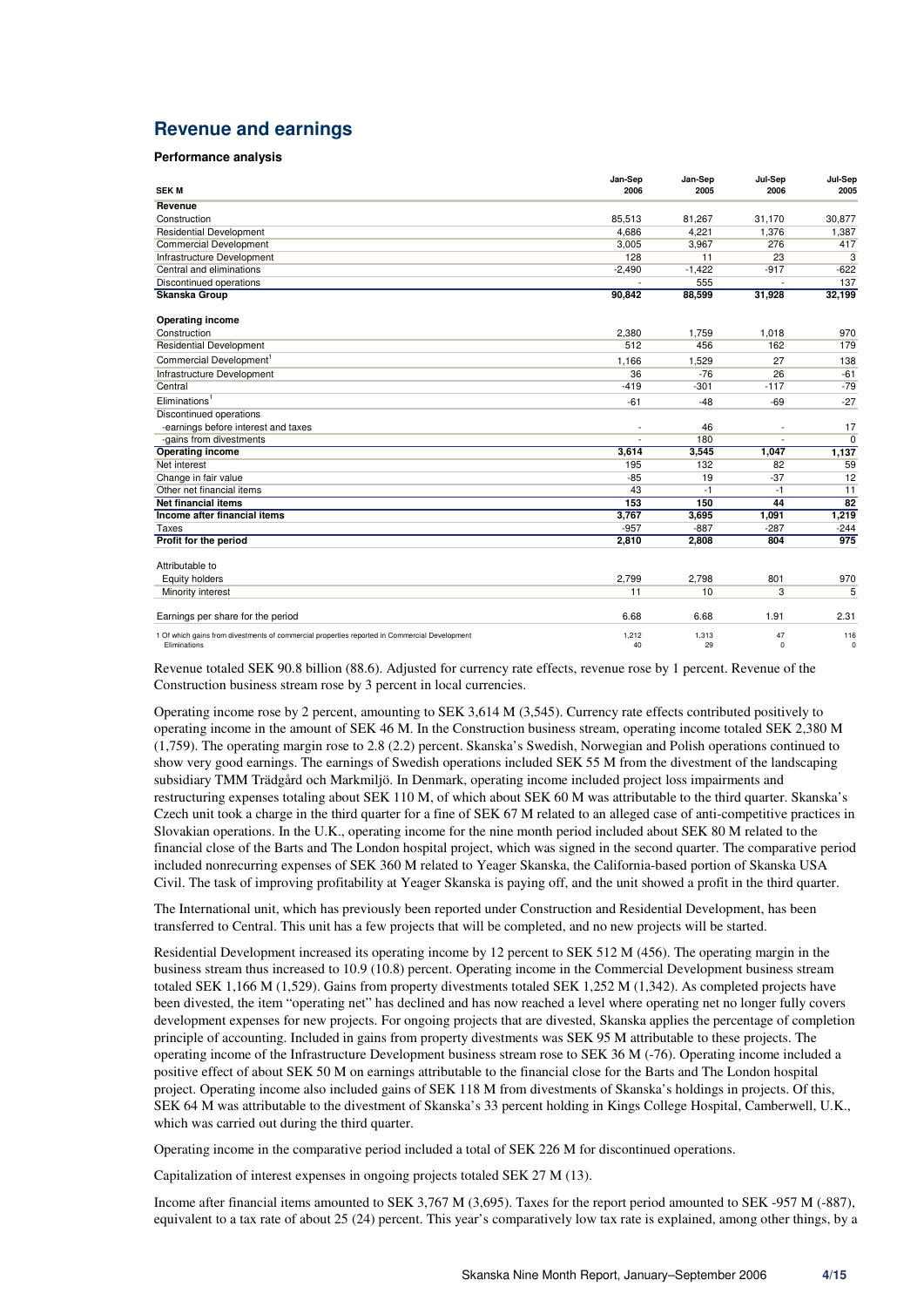## Revenue and earnings

### Performance analysis

| SEK M | Jan-Sep 2006 | Jan-Sep 2005 | Jul-Sep 2006 | Jul-Sep 2005 |
|---|---|---|---|---|
| **Revenue** | | | | |
| Construction | 85,513 | 81,267 | 31,170 | 30,877 |
| Residential Development | 4,686 | 4,221 | 1,376 | 1,387 |
| Commercial Development | 3,005 | 3,967 | 276 | 417 |
| Infrastructure Development | 128 | 11 | 23 | 3 |
| Central and eliminations | -2,490 | -1,422 | -917 | -622 |
| Discontinued operations | - | 555 | - | 137 |
| **Skanska Group** | **90,842** | **88,599** | **31,928** | **32,199** |
| | | | | |
| **Operating income** | | | | |
| Construction | 2,380 | 1,759 | 1,018 | 970 |
| Residential Development | 512 | 456 | 162 | 179 |
| Commercial Development[1] | 1,166 | 1,529 | 27 | 138 |
| Infrastructure Development | 36 | -76 | 26 | -61 |
| Central | -419 | -301 | -117 | -79 |
| Eliminations[1] | -61 | -48 | -69 | -27 |
| Discontinued operations | | | | |
| -earnings before interest and taxes | - | 46 | - | 17 |
| -gains from divestments | - | 180 | - | 0 |
| **Operating income** | **3,614** | **3,545** | **1,047** | **1,137** |
| Net interest | 195 | 132 | 82 | 59 |
| Change in fair value | -85 | 19 | -37 | 12 |
| Other net financial items | 43 | -1 | -1 | 11 |
| **Net financial items** | **153** | **150** | **44** | **82** |
| **Income after financial items** | **3,767** | **3,695** | **1,091** | **1,219** |
| Taxes | -957 | -887 | -287 | -244 |
| **Profit for the period** | **2,810** | **2,808** | **804** | **975** |
| | | | | |
| Attributable to | | | | |
| Equity holders | 2,799 | 2,798 | 801 | 970 |
| Minority interest | 11 | 10 | 3 | 5 |
| | | | | |
| Earnings per share for the period | 6.68 | 6.68 | 1.91 | 2.31 |
| 1 Of which gains from divestments of commercial properties reported in Commercial Development | 1,212 | 1,313 | 47 | 116 |
| Eliminations | 40 | 29 | 0 | 0 |

Revenue totaled SEK 90.8 billion (88.6). Adjusted for currency rate effects, revenue rose by 1 percent. Revenue of the Construction business stream rose by 3 percent in local currencies.

Operating income rose by 2 percent, amounting to SEK 3,614 M (3,545). Currency rate effects contributed positively to operating income in the amount of SEK 46 M. In the Construction business stream, operating income totaled SEK 2,380 M (1,759). The operating margin rose to 2.8 (2.2) percent. Skanska's Swedish, Norwegian and Polish operations continued to show very good earnings. The earnings of Swedish operations included SEK 55 M from the divestment of the landscaping subsidiary TMM Trädgård och Markmiljö. In Denmark, operating income included project loss impairments and restructuring expenses totaling about SEK 110 M, of which about SEK 60 M was attributable to the third quarter. Skanska's Czech unit took a charge in the third quarter for a fine of SEK 67 M related to an alleged case of anti-competitive practices in Slovakian operations. In the U.K., operating income for the nine month period included about SEK 80 M related to the financial close of the Barts and The London hospital project, which was signed in the second quarter. The comparative period included nonrecurring expenses of SEK 360 M related to Yeager Skanska, the California-based portion of Skanska USA Civil. The task of improving profitability at Yeager Skanska is paying off, and the unit showed a profit in the third quarter.

The International unit, which has previously been reported under Construction and Residential Development, has been transferred to Central. This unit has a few projects that will be completed, and no new projects will be started.

Residential Development increased its operating income by 12 percent to SEK 512 M (456). The operating margin in the business stream thus increased to 10.9 (10.8) percent. Operating income in the Commercial Development business stream totaled SEK 1,166 M (1,529). Gains from property divestments totaled SEK 1,252 M (1,342). As completed projects have been divested, the item "operating net" has declined and has now reached a level where operating net no longer fully covers development expenses for new projects. For ongoing projects that are divested, Skanska applies the percentage of completion principle of accounting. Included in gains from property divestments was SEK 95 M attributable to these projects. The operating income of the Infrastructure Development business stream rose to SEK 36 M (-76). Operating income included a positive effect of about SEK 50 M on earnings attributable to the financial close for the Barts and The London hospital project. Operating income also included gains of SEK 118 M from divestments of Skanska's holdings in projects. Of this, SEK 64 M was attributable to the divestment of Skanska's 33 percent holding in Kings College Hospital, Camberwell, U.K., which was carried out during the third quarter.

Operating income in the comparative period included a total of SEK 226 M for discontinued operations.

Capitalization of interest expenses in ongoing projects totaled SEK 27 M (13).

Income after financial items amounted to SEK 3,767 M (3,695). Taxes for the report period amounted to SEK -957 M (-887), equivalent to a tax rate of about 25 (24) percent. This year's comparatively low tax rate is explained, among other things, by a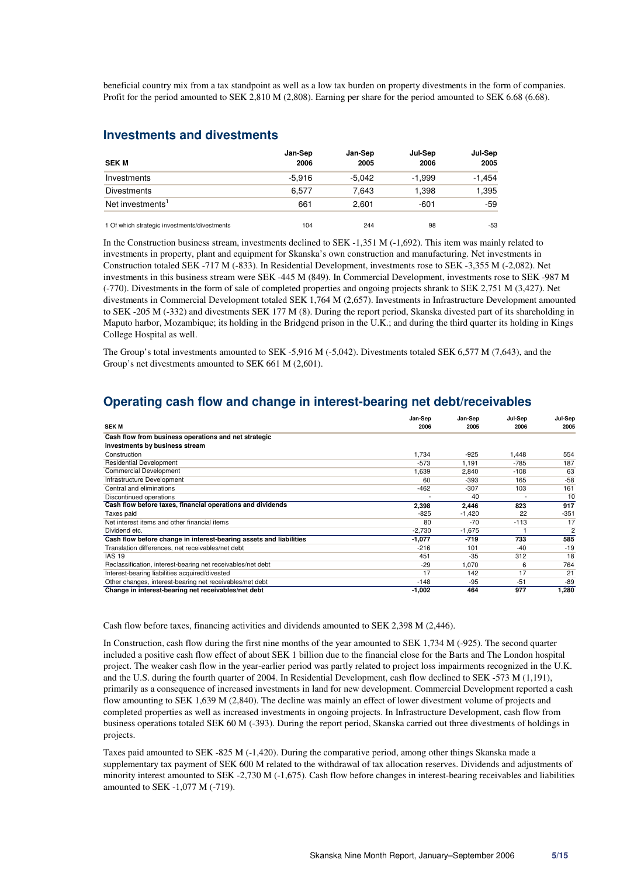beneficial country mix from a tax standpoint as well as a low tax burden on property divestments in the form of companies. Profit for the period amounted to SEK 2,810 M (2,808). Earning per share for the period amounted to SEK 6.68 (6.68).

## Investments and divestments

| SEK M | Jan-Sep 2006 | Jan-Sep 2005 | Jul-Sep 2006 | Jul-Sep 2005 |
|---|---|---|---|---|
| Investments | -5,916 | -5,042 | -1,999 | -1,454 |
| Divestments | 6,577 | 7,643 | 1,398 | 1,395 |
| Net investments[1] | 661 | 2,601 | -601 | -59 |
| 1 Of which strategic investments/divestments | 104 | 244 | 98 | -53 |

In the Construction business stream, investments declined to SEK -1,351 M (-1,692). This item was mainly related to investments in property, plant and equipment for Skanska's own construction and manufacturing. Net investments in Construction totaled SEK -717 M (-833). In Residential Development, investments rose to SEK -3,355 M (-2,082). Net investments in this business stream were SEK -445 M (849). In Commercial Development, investments rose to SEK -987 M (-770). Divestments in the form of sale of completed properties and ongoing projects shrank to SEK 2,751 M (3,427). Net divestments in Commercial Development totaled SEK 1,764 M (2,657). Investments in Infrastructure Development amounted to SEK -205 M (-332) and divestments SEK 177 M (8). During the report period, Skanska divested part of its shareholding in Maputo harbor, Mozambique; its holding in the Bridgend prison in the U.K.; and during the third quarter its holding in Kings College Hospital as well.

The Group's total investments amounted to SEK -5,916 M (-5,042). Divestments totaled SEK 6,577 M (7,643), and the Group's net divestments amounted to SEK 661 M (2,601).

## Operating cash flow and change in interest-bearing net debt/receivables

| SEK M | Jan-Sep 2006 | Jan-Sep 2005 | Jul-Sep 2006 | Jul-Sep 2005 |
|---|---|---|---|---|
| **Cash flow from business operations and net strategic investments by business stream** | | | | |
| Construction | 1,734 | -925 | 1,448 | 554 |
| Residential Development | -573 | 1,191 | -785 | 187 |
| Commercial Development | 1,639 | 2,840 | -108 | 63 |
| Infrastructure Development | 60 | -393 | 165 | -58 |
| Central and eliminations | -462 | -307 | 103 | 161 |
| Discontinued operations | - | 40 | - | 10 |
| **Cash flow before taxes, financial operations and dividends** | **2,398** | **2,446** | **823** | **917** |
| Taxes paid | -825 | -1,420 | 22 | -351 |
| Net interest items and other financial items | 80 | -70 | -113 | 17 |
| Dividend etc. | -2,730 | -1,675 | 1 | 2 |
| **Cash flow before change in interest-bearing assets and liabilities** | **-1,077** | **-719** | **733** | **585** |
| Translation differences, net receivables/net debt | -216 | 101 | -40 | -19 |
| IAS 19 | 451 | -35 | 312 | 18 |
| Reclassification, interest-bearing net receivables/net debt | -29 | 1,070 | 6 | 764 |
| Interest-bearing liabilities acquired/divested | 17 | 142 | 17 | 21 |
| Other changes, interest-bearing net receivables/net debt | -148 | -95 | -51 | -89 |
| **Change in interest-bearing net receivables/net debt** | **-1,002** | **464** | **977** | **1,280** |

Cash flow before taxes, financing activities and dividends amounted to SEK 2,398 M (2,446).

In Construction, cash flow during the first nine months of the year amounted to SEK 1,734 M (-925). The second quarter included a positive cash flow effect of about SEK 1 billion due to the financial close for the Barts and The London hospital project. The weaker cash flow in the year-earlier period was partly related to project loss impairments recognized in the U.K. and the U.S. during the fourth quarter of 2004. In Residential Development, cash flow declined to SEK -573 M (1,191), primarily as a consequence of increased investments in land for new development. Commercial Development reported a cash flow amounting to SEK 1,639 M (2,840). The decline was mainly an effect of lower divestment volume of projects and completed properties as well as increased investments in ongoing projects. In Infrastructure Development, cash flow from business operations totaled SEK 60 M (-393). During the report period, Skanska carried out three divestments of holdings in projects.

Taxes paid amounted to SEK -825 M (-1,420). During the comparative period, among other things Skanska made a supplementary tax payment of SEK 600 M related to the withdrawal of tax allocation reserves. Dividends and adjustments of minority interest amounted to SEK -2,730 M (-1,675). Cash flow before changes in interest-bearing receivables and liabilities amounted to SEK -1,077 M (-719).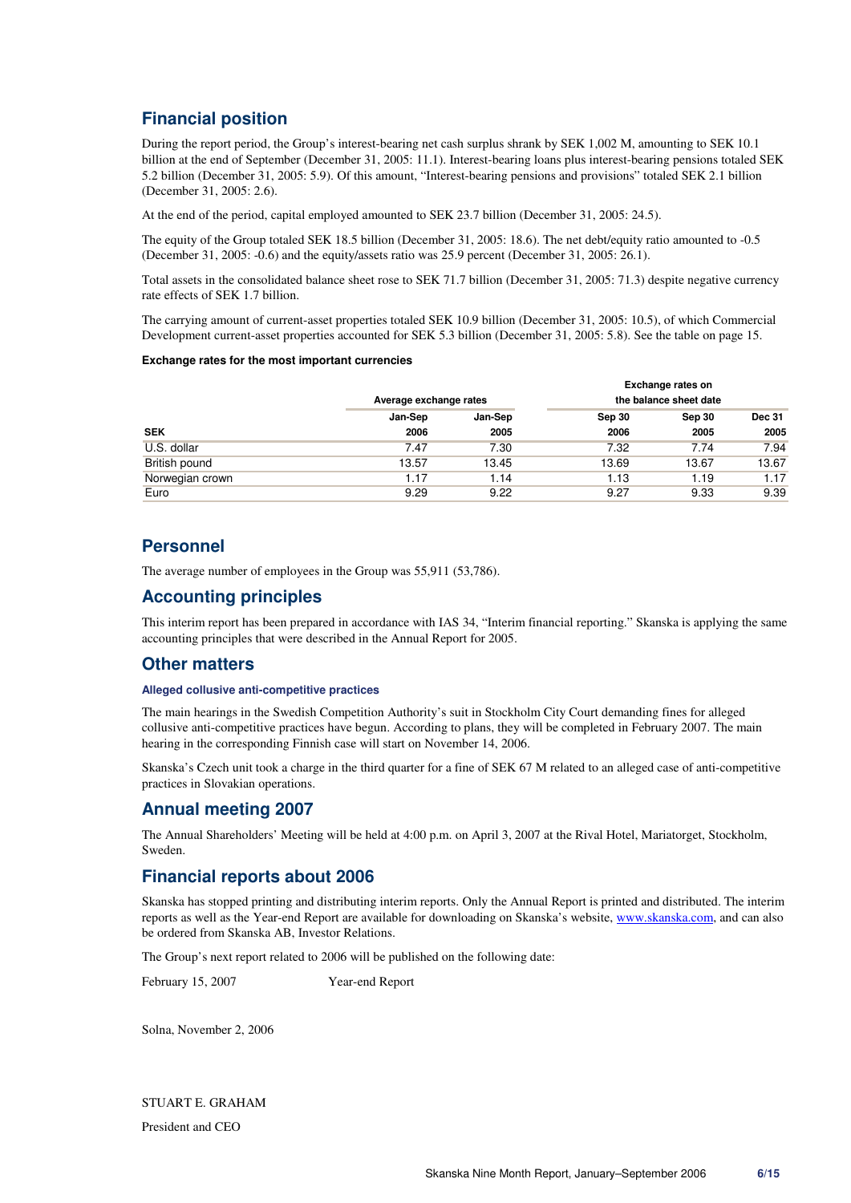## Financial position

During the report period, the Group's interest-bearing net cash surplus shrank by SEK 1,002 M, amounting to SEK 10.1 billion at the end of September (December 31, 2005: 11.1). Interest-bearing loans plus interest-bearing pensions totaled SEK 5.2 billion (December 31, 2005: 5.9). Of this amount, "Interest-bearing pensions and provisions" totaled SEK 2.1 billion (December 31, 2005: 2.6).

At the end of the period, capital employed amounted to SEK 23.7 billion (December 31, 2005: 24.5).

The equity of the Group totaled SEK 18.5 billion (December 31, 2005: 18.6). The net debt/equity ratio amounted to -0.5 (December 31, 2005: -0.6) and the equity/assets ratio was 25.9 percent (December 31, 2005: 26.1).

Total assets in the consolidated balance sheet rose to SEK 71.7 billion (December 31, 2005: 71.3) despite negative currency rate effects of SEK 1.7 billion.

The carrying amount of current-asset properties totaled SEK 10.9 billion (December 31, 2005: 10.5), of which Commercial Development current-asset properties accounted for SEK 5.3 billion (December 31, 2005: 5.8). See the table on page 15.

**Exchange rates for the most important currencies**

| | Average exchange rates | | Exchange rates on the balance sheet date | | |
|---|---|---|---|---|---|
| **SEK** | **Jan-Sep 2006** | **Jan-Sep 2005** | **Sep 30 2006** | **Sep 30 2005** | **Dec 31 2005** |
| U.S. dollar | 7.47 | 7.30 | 7.32 | 7.74 | 7.94 |
| British pound | 13.57 | 13.45 | 13.69 | 13.67 | 13.67 |
| Norwegian crown | 1.17 | 1.14 | 1.13 | 1.19 | 1.17 |
| Euro | 9.29 | 9.22 | 9.27 | 9.33 | 9.39 |

## Personnel

The average number of employees in the Group was 55,911 (53,786).

## Accounting principles

This interim report has been prepared in accordance with IAS 34, "Interim financial reporting." Skanska is applying the same accounting principles that were described in the Annual Report for 2005.

## Other matters

#### Alleged collusive anti-competitive practices

The main hearings in the Swedish Competition Authority's suit in Stockholm City Court demanding fines for alleged collusive anti-competitive practices have begun. According to plans, they will be completed in February 2007. The main hearing in the corresponding Finnish case will start on November 14, 2006.

Skanska's Czech unit took a charge in the third quarter for a fine of SEK 67 M related to an alleged case of anti-competitive practices in Slovakian operations.

## Annual meeting 2007

The Annual Shareholders' Meeting will be held at 4:00 p.m. on April 3, 2007 at the Rival Hotel, Mariatorget, Stockholm, Sweden.

## Financial reports about 2006

Skanska has stopped printing and distributing interim reports. Only the Annual Report is printed and distributed. The interim reports as well as the Year-end Report are available for downloading on Skanska's website, www.skanska.com, and can also be ordered from Skanska AB, Investor Relations.

The Group's next report related to 2006 will be published on the following date:

February 15, 2007 Year-end Report

Solna, November 2, 2006

STUART E. GRAHAM

President and CEO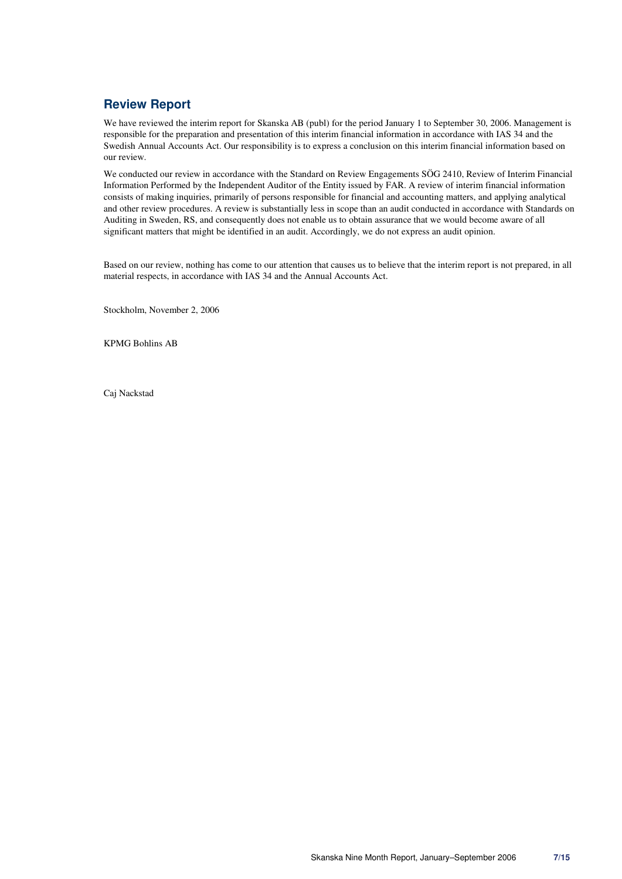## Review Report

We have reviewed the interim report for Skanska AB (publ) for the period January 1 to September 30, 2006. Management is responsible for the preparation and presentation of this interim financial information in accordance with IAS 34 and the Swedish Annual Accounts Act. Our responsibility is to express a conclusion on this interim financial information based on our review.

We conducted our review in accordance with the Standard on Review Engagements SÖG 2410, Review of Interim Financial Information Performed by the Independent Auditor of the Entity issued by FAR. A review of interim financial information consists of making inquiries, primarily of persons responsible for financial and accounting matters, and applying analytical and other review procedures. A review is substantially less in scope than an audit conducted in accordance with Standards on Auditing in Sweden, RS, and consequently does not enable us to obtain assurance that we would become aware of all significant matters that might be identified in an audit. Accordingly, we do not express an audit opinion.

Based on our review, nothing has come to our attention that causes us to believe that the interim report is not prepared, in all material respects, in accordance with IAS 34 and the Annual Accounts Act.

Stockholm, November 2, 2006

KPMG Bohlins AB

Caj Nackstad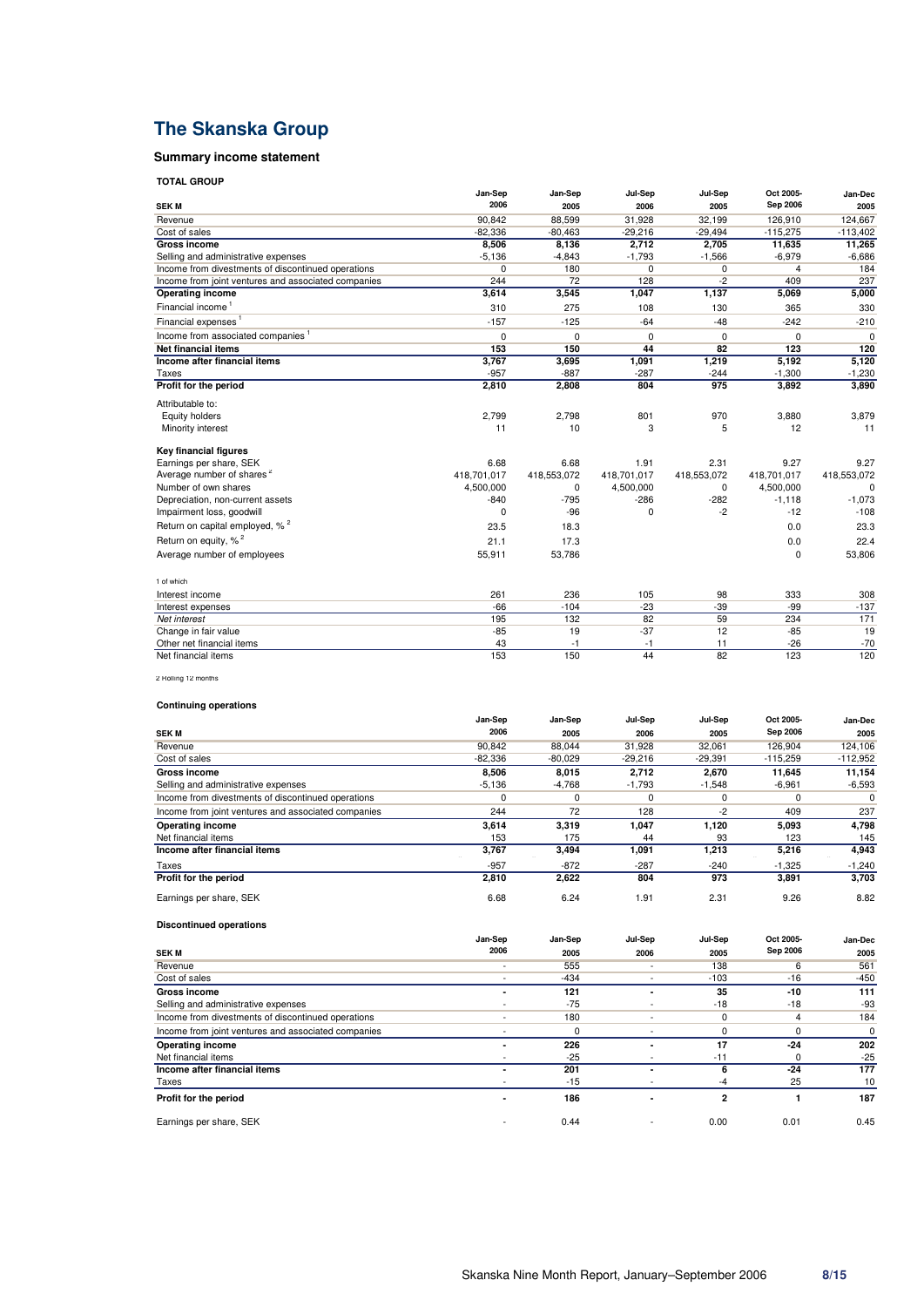# The Skanska Group

### Summary income statement

**TOTAL GROUP**

| SEK M | Jan-Sep 2006 | Jan-Sep 2005 | Jul-Sep 2006 | Jul-Sep 2005 | Oct 2005-Sep 2006 | Jan-Dec 2005 |
|---|---|---|---|---|---|---|
| Revenue | 90,842 | 88,599 | 31,928 | 32,199 | 126,910 | 124,667 |
| Cost of sales | -82,336 | -80,463 | -29,216 | -29,494 | -115,275 | -113,402 |
| **Gross income** | **8,506** | **8,136** | **2,712** | **2,705** | **11,635** | **11,265** |
| Selling and administrative expenses | -5,136 | -4,843 | -1,793 | -1,566 | -6,979 | -6,686 |
| Income from divestments of discontinued operations | 0 | 180 | 0 | 0 | 4 | 184 |
| Income from joint ventures and associated companies | 244 | 72 | 128 | -2 | 409 | 237 |
| **Operating income** | **3,614** | **3,545** | **1,047** | **1,137** | **5,069** | **5,000** |
| Financial income [1] | 310 | 275 | 108 | 130 | 365 | 330 |
| Financial expenses [1] | -157 | -125 | -64 | -48 | -242 | -210 |
| Income from associated companies [1] | 0 | 0 | 0 | 0 | 0 | 0 |
| **Net financial items** | **153** | **150** | **44** | **82** | **123** | **120** |
| **Income after financial items** | **3,767** | **3,695** | **1,091** | **1,219** | **5,192** | **5,120** |
| Taxes | -957 | -887 | -287 | -244 | -1,300 | -1,230 |
| **Profit for the period** | **2,810** | **2,808** | **804** | **975** | **3,892** | **3,890** |
| Attributable to: | | | | | | |
| Equity holders | 2,799 | 2,798 | 801 | 970 | 3,880 | 3,879 |
| Minority interest | 11 | 10 | 3 | 5 | 12 | 11 |
| **Key financial figures** | | | | | | |
| Earnings per share, SEK | 6.68 | 6.68 | 1.91 | 2.31 | 9.27 | 9.27 |
| Average number of shares [2] | 418,701,017 | 418,553,072 | 418,701,017 | 418,553,072 | 418,701,017 | 418,553,072 |
| Number of own shares | 4,500,000 | 0 | 4,500,000 | 0 | 4,500,000 | 0 |
| Depreciation, non-current assets | -840 | -795 | -286 | -282 | -1,118 | -1,073 |
| Impairment loss, goodwill | 0 | -96 | 0 | -2 | -12 | -108 |
| Return on capital employed, % [2] | 23.5 | 18.3 | | | 0.0 | 23.3 |
| Return on equity, % [2] | 21.1 | 17.3 | | | 0.0 | 22.4 |
| Average number of employees | 55,911 | 53,786 | | | 0 | 53,806 |

1 of which

| | Jan-Sep 2006 | Jan-Sep 2005 | Jul-Sep 2006 | Jul-Sep 2005 | Oct 2005-Sep 2006 | Jan-Dec 2005 |
|---|---|---|---|---|---|---|
| Interest income | 261 | 236 | 105 | 98 | 333 | 308 |
| Interest expenses | -66 | -104 | -23 | -39 | -99 | -137 |
| *Net interest* | 195 | 132 | 82 | 59 | 234 | 171 |
| Change in fair value | -85 | 19 | -37 | 12 | -85 | 19 |
| Other net financial items | 43 | -1 | -1 | 11 | -26 | -70 |
| Net financial items | 153 | 150 | 44 | 82 | 123 | 120 |

2 Rolling 12 months

**Continuing operations**

| SEK M | Jan-Sep 2006 | Jan-Sep 2005 | Jul-Sep 2006 | Jul-Sep 2005 | Oct 2005-Sep 2006 | Jan-Dec 2005 |
|---|---|---|---|---|---|---|
| Revenue | 90,842 | 88,044 | 31,928 | 32,061 | 126,904 | 124,106 |
| Cost of sales | -82,336 | -80,029 | -29,216 | -29,391 | -115,259 | -112,952 |
| **Gross income** | **8,506** | **8,015** | **2,712** | **2,670** | **11,645** | **11,154** |
| Selling and administrative expenses | -5,136 | -4,768 | -1,793 | -1,548 | -6,961 | -6,593 |
| Income from divestments of discontinued operations | 0 | 0 | 0 | 0 | 0 | 0 |
| Income from joint ventures and associated companies | 244 | 72 | 128 | -2 | 409 | 237 |
| **Operating income** | **3,614** | **3,319** | **1,047** | **1,120** | **5,093** | **4,798** |
| Net financial items | 153 | 175 | 44 | 93 | 123 | 145 |
| **Income after financial items** | **3,767** | **3,494** | **1,091** | **1,213** | **5,216** | **4,943** |
| Taxes | -957 | -872 | -287 | -240 | -1,325 | -1,240 |
| **Profit for the period** | **2,810** | **2,622** | **804** | **973** | **3,891** | **3,703** |
| Earnings per share, SEK | 6.68 | 6.24 | 1.91 | 2.31 | 9.26 | 8.82 |

**Discontinued operations**

| SEK M | Jan-Sep 2006 | Jan-Sep 2005 | Jul-Sep 2006 | Jul-Sep 2005 | Oct 2005-Sep 2006 | Jan-Dec 2005 |
|---|---|---|---|---|---|---|
| Revenue | - | 555 | - | 138 | 6 | 561 |
| Cost of sales | - | -434 | - | -103 | -16 | -450 |
| **Gross income** | **-** | **121** | **-** | **35** | **-10** | **111** |
| Selling and administrative expenses | - | -75 | - | -18 | -18 | -93 |
| Income from divestments of discontinued operations | - | 180 | - | 0 | 4 | 184 |
| Income from joint ventures and associated companies | - | 0 | - | 0 | 0 | 0 |
| **Operating income** | **-** | **226** | **-** | **17** | **-24** | **202** |
| Net financial items | - | -25 | - | -11 | 0 | -25 |
| **Income after financial items** | **-** | **201** | **-** | **6** | **-24** | **177** |
| Taxes | - | -15 | - | -4 | 25 | 10 |
| **Profit for the period** | **-** | **186** | **-** | **2** | **1** | **187** |
| Earnings per share, SEK | - | 0.44 | - | 0.00 | 0.01 | 0.45 |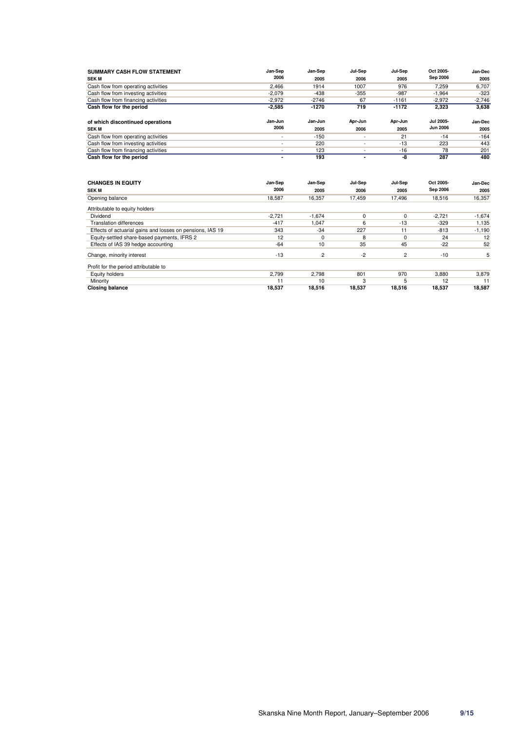| SUMMARY CASH FLOW STATEMENT SEK M | Jan-Sep 2006 | Jan-Sep 2005 | Jul-Sep 2006 | Jul-Sep 2005 | Oct 2005-Sep 2006 | Jan-Dec 2005 |
|---|---|---|---|---|---|---|
| Cash flow from operating activities | 2,466 | 1914 | 1007 | 976 | 7,259 | 6,707 |
| Cash flow from investing activities | -2,079 | -438 | -355 | -987 | -1,964 | -323 |
| Cash flow from financing activities | -2,972 | -2746 | 67 | -1161 | -2,972 | -2,746 |
| **Cash flow for the period** | **-2,585** | **-1270** | **719** | **-1172** | **2,323** | **3,638** |

| of which discontinued operations SEK M | Jan-Jun 2006 | Jan-Jun 2005 | Apr-Jun 2006 | Apr-Jun 2005 | Jul 2005-Jun 2006 | Jan-Dec 2005 |
|---|---|---|---|---|---|---|
| Cash flow from operating activities | - | -150 | - | 21 | -14 | -164 |
| Cash flow from investing activities | - | 220 | - | -13 | 223 | 443 |
| Cash flow from financing activities | - | 123 | - | -16 | 78 | 201 |
| **Cash flow for the period** | **-** | **193** | **-** | **-8** | **287** | **480** |

| CHANGES IN EQUITY SEK M | Jan-Sep 2006 | Jan-Sep 2005 | Jul-Sep 2006 | Jul-Sep 2005 | Oct 2005-Sep 2006 | Jan-Dec 2005 |
|---|---|---|---|---|---|---|
| Opening balance | 18,587 | 16,357 | 17,459 | 17,496 | 18,516 | 16,357 |
| Attributable to equity holders | | | | | | |
| Dividend | -2,721 | -1,674 | 0 | 0 | -2,721 | -1,674 |
| Translation differences | -417 | 1,047 | 6 | -13 | -329 | 1,135 |
| Effects of actuarial gains and losses on pensions, IAS 19 | 343 | -34 | 227 | 11 | -813 | -1,190 |
| Equity-settled share-based payments, IFRS 2 | 12 | 0 | 8 | 0 | 24 | 12 |
| Effects of IAS 39 hedge accounting | -64 | 10 | 35 | 45 | -22 | 52 |
| Change, minority interest | -13 | 2 | -2 | 2 | -10 | 5 |
| Profit for the period attributable to | | | | | | |
| Equity holders | 2,799 | 2,798 | 801 | 970 | 3,880 | 3,879 |
| Minority | 11 | 10 | 3 | 5 | 12 | 11 |
| **Closing balance** | **18,537** | **18,516** | **18,537** | **18,516** | **18,537** | **18,587** |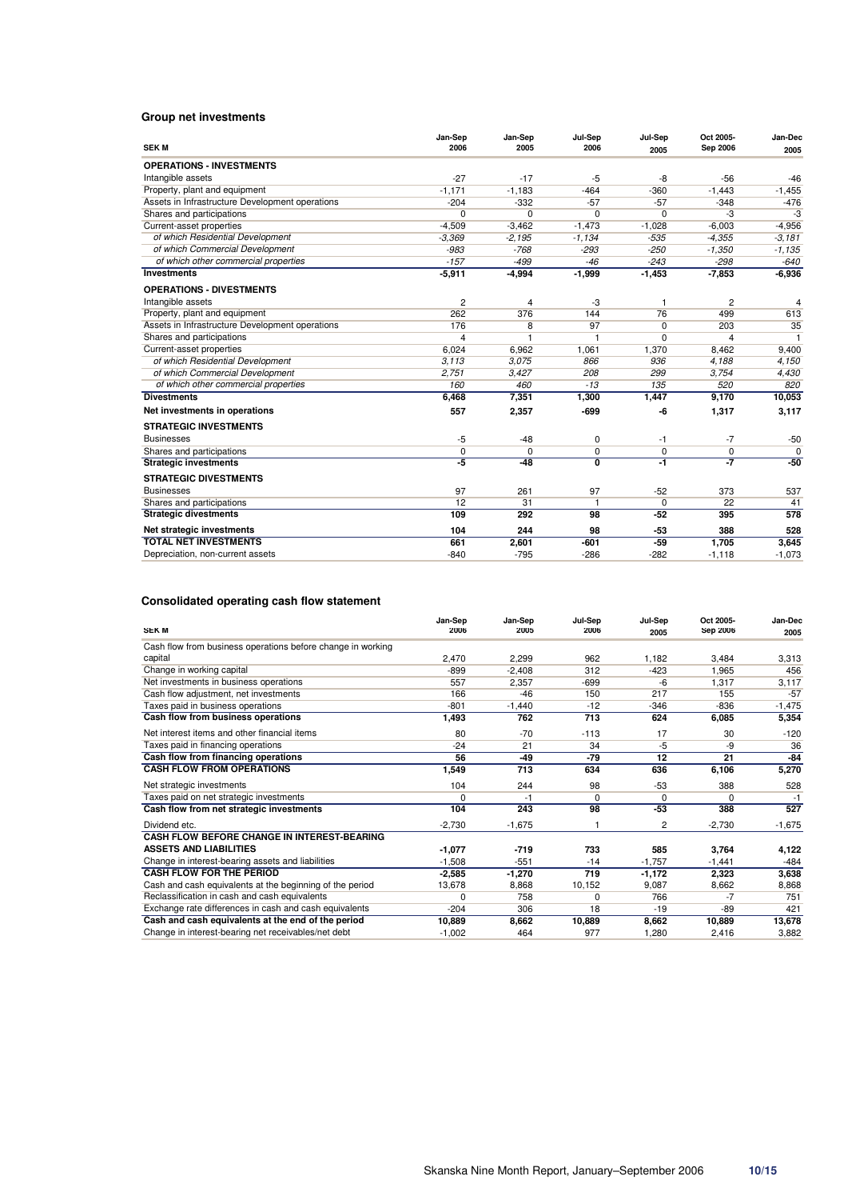### Group net investments

| SEK M | Jan-Sep 2006 | Jan-Sep 2005 | Jul-Sep 2006 | Jul-Sep 2005 | Oct 2005-Sep 2006 | Jan-Dec 2005 |
|---|---|---|---|---|---|---|
| **OPERATIONS - INVESTMENTS** | | | | | | |
| Intangible assets | -27 | -17 | -5 | -8 | -56 | -46 |
| Property, plant and equipment | -1,171 | -1,183 | -464 | -360 | -1,443 | -1,455 |
| Assets in Infrastructure Development operations | -204 | -332 | -57 | -57 | -348 | -476 |
| Shares and participations | 0 | 0 | 0 | 0 | -3 | -3 |
| Current-asset properties | -4,509 | -3,462 | -1,473 | -1,028 | -6,003 | -4,956 |
| *of which Residential Development* | *-3,369* | *-2,195* | *-1,134* | *-535* | *-4,355* | *-3,181* |
| *of which Commercial Development* | *-983* | *-768* | *-293* | *-250* | *-1,350* | *-1,135* |
| *of which other commercial properties* | *-157* | *-499* | *-46* | *-243* | *-298* | *-640* |
| **Investments** | **-5,911** | **-4,994** | **-1,999** | **-1,453** | **-7,853** | **-6,936** |
| **OPERATIONS - DIVESTMENTS** | | | | | | |
| Intangible assets | 2 | 4 | -3 | 1 | 2 | 4 |
| Property, plant and equipment | 262 | 376 | 144 | 76 | 499 | 613 |
| Assets in Infrastructure Development operations | 176 | 8 | 97 | 0 | 203 | 35 |
| Shares and participations | 4 | 1 | 1 | 0 | 4 | 1 |
| Current-asset properties | 6,024 | 6,962 | 1,061 | 1,370 | 8,462 | 9,400 |
| *of which Residential Development* | *3,113* | *3,075* | *866* | *936* | *4,188* | *4,150* |
| *of which Commercial Development* | *2,751* | *3,427* | *208* | *299* | *3,754* | *4,430* |
| *of which other commercial properties* | *160* | *460* | *-13* | *135* | *520* | *820* |
| **Divestments** | **6,468** | **7,351** | **1,300** | **1,447** | **9,170** | **10,053** |
| **Net investments in operations** | **557** | **2,357** | **-699** | **-6** | **1,317** | **3,117** |
| **STRATEGIC INVESTMENTS** | | | | | | |
| Businesses | -5 | -48 | 0 | -1 | -7 | -50 |
| Shares and participations | 0 | 0 | 0 | 0 | 0 | 0 |
| **Strategic investments** | **-5** | **-48** | **0** | **-1** | **-7** | **-50** |
| **STRATEGIC DIVESTMENTS** | | | | | | |
| Businesses | 97 | 261 | 97 | -52 | 373 | 537 |
| Shares and participations | 12 | 31 | 1 | 0 | 22 | 41 |
| **Strategic divestments** | **109** | **292** | **98** | **-52** | **395** | **578** |
| **Net strategic investments** | **104** | **244** | **98** | **-53** | **388** | **528** |
| **TOTAL NET INVESTMENTS** | **661** | **2,601** | **-601** | **-59** | **1,705** | **3,645** |
| Depreciation, non-current assets | -840 | -795 | -286 | -282 | -1,118 | -1,073 |

### Consolidated operating cash flow statement

| SEK M | Jan-Sep 2006 | Jan-Sep 2005 | Jul-Sep 2006 | Jul-Sep 2005 | Oct 2005-Sep 2006 | Jan-Dec 2005 |
|---|---|---|---|---|---|---|
| Cash flow from business operations before change in working capital | 2,470 | 2,299 | 962 | 1,182 | 3,484 | 3,313 |
| Change in working capital | -899 | -2,408 | 312 | -423 | 1,965 | 456 |
| Net investments in business operations | 557 | 2,357 | -699 | -6 | 1,317 | 3,117 |
| Cash flow adjustment, net investments | 166 | -46 | 150 | 217 | 155 | -57 |
| Taxes paid in business operations | -801 | -1,440 | -12 | -346 | -836 | -1,475 |
| **Cash flow from business operations** | **1,493** | **762** | **713** | **624** | **6,085** | **5,354** |
| Net interest items and other financial items | 80 | -70 | -113 | 17 | 30 | -120 |
| Taxes paid in financing operations | -24 | 21 | 34 | -5 | -9 | 36 |
| **Cash flow from financing operations** | **56** | **-49** | **-79** | **12** | **21** | **-84** |
| **CASH FLOW FROM OPERATIONS** | **1,549** | **713** | **634** | **636** | **6,106** | **5,270** |
| Net strategic investments | 104 | 244 | 98 | -53 | 388 | 528 |
| Taxes paid on net strategic investments | 0 | -1 | 0 | 0 | 0 | -1 |
| **Cash flow from net strategic investments** | **104** | **243** | **98** | **-53** | **388** | **527** |
| Dividend etc. | -2,730 | -1,675 | 1 | 2 | -2,730 | -1,675 |
| **CASH FLOW BEFORE CHANGE IN INTEREST-BEARING ASSETS AND LIABILITIES** | **-1,077** | **-719** | **733** | **585** | **3,764** | **4,122** |
| Change in interest-bearing assets and liabilities | -1,508 | -551 | -14 | -1,757 | -1,441 | -484 |
| **CASH FLOW FOR THE PERIOD** | **-2,585** | **-1,270** | **719** | **-1,172** | **2,323** | **3,638** |
| Cash and cash equivalents at the beginning of the period | 13,678 | 8,868 | 10,152 | 9,087 | 8,662 | 8,868 |
| Reclassification in cash and cash equivalents | 0 | 758 | 0 | 766 | -7 | 751 |
| Exchange rate differences in cash and cash equivalents | -204 | 306 | 18 | -19 | -89 | 421 |
| **Cash and cash equivalents at the end of the period** | **10,889** | **8,662** | **10,889** | **8,662** | **10,889** | **13,678** |
| Change in interest-bearing net receivables/net debt | -1,002 | 464 | 977 | 1,280 | 2,416 | 3,882 |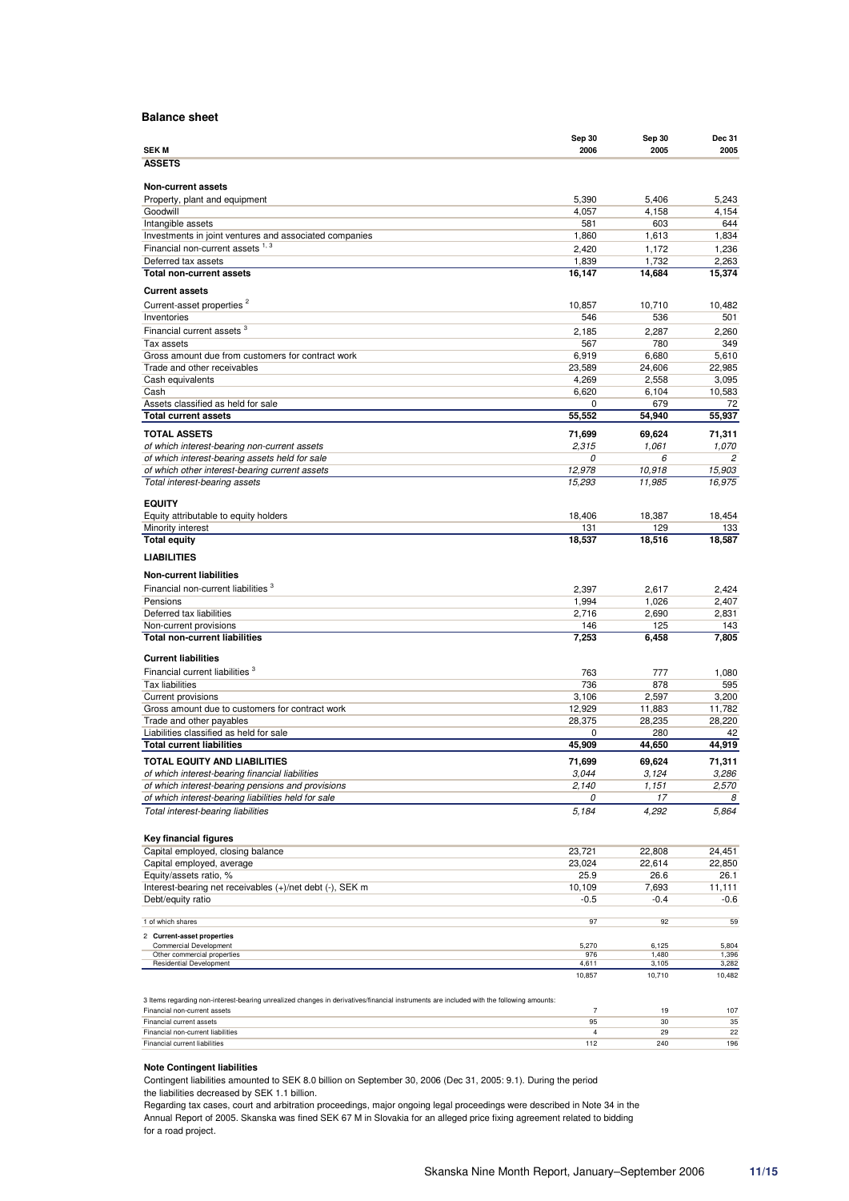## Balance sheet

| SEK M | Sep 30 2006 | Sep 30 2005 | Dec 31 2005 |
|---|---|---|---|
| **ASSETS** | | | |
| **Non-current assets** | | | |
| Property, plant and equipment | 5,390 | 5,406 | 5,243 |
| Goodwill | 4,057 | 4,158 | 4,154 |
| Intangible assets | 581 | 603 | 644 |
| Investments in joint ventures and associated companies | 1,860 | 1,613 | 1,834 |
| Financial non-current assets [1, 3] | 2,420 | 1,172 | 1,236 |
| Deferred tax assets | 1,839 | 1,732 | 2,263 |
| **Total non-current assets** | **16,147** | **14,684** | **15,374** |
| **Current assets** | | | |
| Current-asset properties [2] | 10,857 | 10,710 | 10,482 |
| Inventories | 546 | 536 | 501 |
| Financial current assets [3] | 2,185 | 2,287 | 2,260 |
| Tax assets | 567 | 780 | 349 |
| Gross amount due from customers for contract work | 6,919 | 6,680 | 5,610 |
| Trade and other receivables | 23,589 | 24,606 | 22,985 |
| Cash equivalents | 4,269 | 2,558 | 3,095 |
| Cash | 6,620 | 6,104 | 10,583 |
| Assets classified as held for sale | 0 | 679 | 72 |
| **Total current assets** | **55,552** | **54,940** | **55,937** |
| **TOTAL ASSETS** | **71,699** | **69,624** | **71,311** |
| *of which interest-bearing non-current assets* | *2,315* | *1,061* | *1,070* |
| *of which interest-bearing assets held for sale* | *0* | *6* | *2* |
| *of which other interest-bearing current assets* | *12,978* | *10,918* | *15,903* |
| *Total interest-bearing assets* | *15,293* | *11,985* | *16,975* |
| **EQUITY** | | | |
| Equity attributable to equity holders | 18,406 | 18,387 | 18,454 |
| Minority interest | 131 | 129 | 133 |
| **Total equity** | **18,537** | **18,516** | **18,587** |
| **LIABILITIES** | | | |
| **Non-current liabilities** | | | |
| Financial non-current liabilities [3] | 2,397 | 2,617 | 2,424 |
| Pensions | 1,994 | 1,026 | 2,407 |
| Deferred tax liabilities | 2,716 | 2,690 | 2,831 |
| Non-current provisions | 146 | 125 | 143 |
| **Total non-current liabilities** | **7,253** | **6,458** | **7,805** |
| **Current liabilities** | | | |
| Financial current liabilities [3] | 763 | 777 | 1,080 |
| Tax liabilities | 736 | 878 | 595 |
| Current provisions | 3,106 | 2,597 | 3,200 |
| Gross amount due to customers for contract work | 12,929 | 11,883 | 11,782 |
| Trade and other payables | 28,375 | 28,235 | 28,220 |
| Liabilities classified as held for sale | 0 | 280 | 42 |
| **Total current liabilities** | **45,909** | **44,650** | **44,919** |
| **TOTAL EQUITY AND LIABILITIES** | **71,699** | **69,624** | **71,311** |
| *of which interest-bearing financial liabilities* | *3,044* | *3,124* | *3,286* |
| *of which interest-bearing pensions and provisions* | *2,140* | *1,151* | *2,570* |
| *of which interest-bearing liabilities held for sale* | *0* | *17* | *8* |
| *Total interest-bearing liabilities* | *5,184* | *4,292* | *5,864* |
| **Key financial figures** | | | |
| Capital employed, closing balance | 23,721 | 22,808 | 24,451 |
| Capital employed, average | 23,024 | 22,614 | 22,850 |
| Equity/assets ratio, % | 25.9 | 26.6 | 26.1 |
| Interest-bearing net receivables (+)/net debt (-), SEK m | 10,109 | 7,693 | 11,111 |
| Debt/equity ratio | -0.5 | -0.4 | -0.6 |

| | Sep 30 2006 | Sep 30 2005 | Dec 31 2005 |
|---|---|---|---|
| 1 of which shares | 97 | 92 | 59 |
| 2 **Current-asset properties** | | | |
| Commercial Development | 5,270 | 6,125 | 5,804 |
| Other commercial properties | 976 | 1,480 | 1,396 |
| Residential Development | 4,611 | 3,105 | 3,282 |
| | 10,857 | 10,710 | 10,482 |

3 Items regarding non-interest-bearing unrealized changes in derivatives/financial instruments are included with the following amounts:

| | Sep 30 2006 | Sep 30 2005 | Dec 31 2005 |
|---|---|---|---|
| Financial non-current assets | 7 | 19 | 107 |
| Financial current assets | 95 | 30 | 35 |
| Financial non-current liabilities | 4 | 29 | 22 |
| Financial current liabilities | 112 | 240 | 196 |

**Note Contingent liabilities**

Contingent liabilities amounted to SEK 8.0 billion on September 30, 2006 (Dec 31, 2005: 9.1). During the period the liabilities decreased by SEK 1.1 billion.

Regarding tax cases, court and arbitration proceedings, major ongoing legal proceedings were described in Note 34 in the Annual Report of 2005. Skanska was fined SEK 67 M in Slovakia for an alleged price fixing agreement related to bidding for a road project.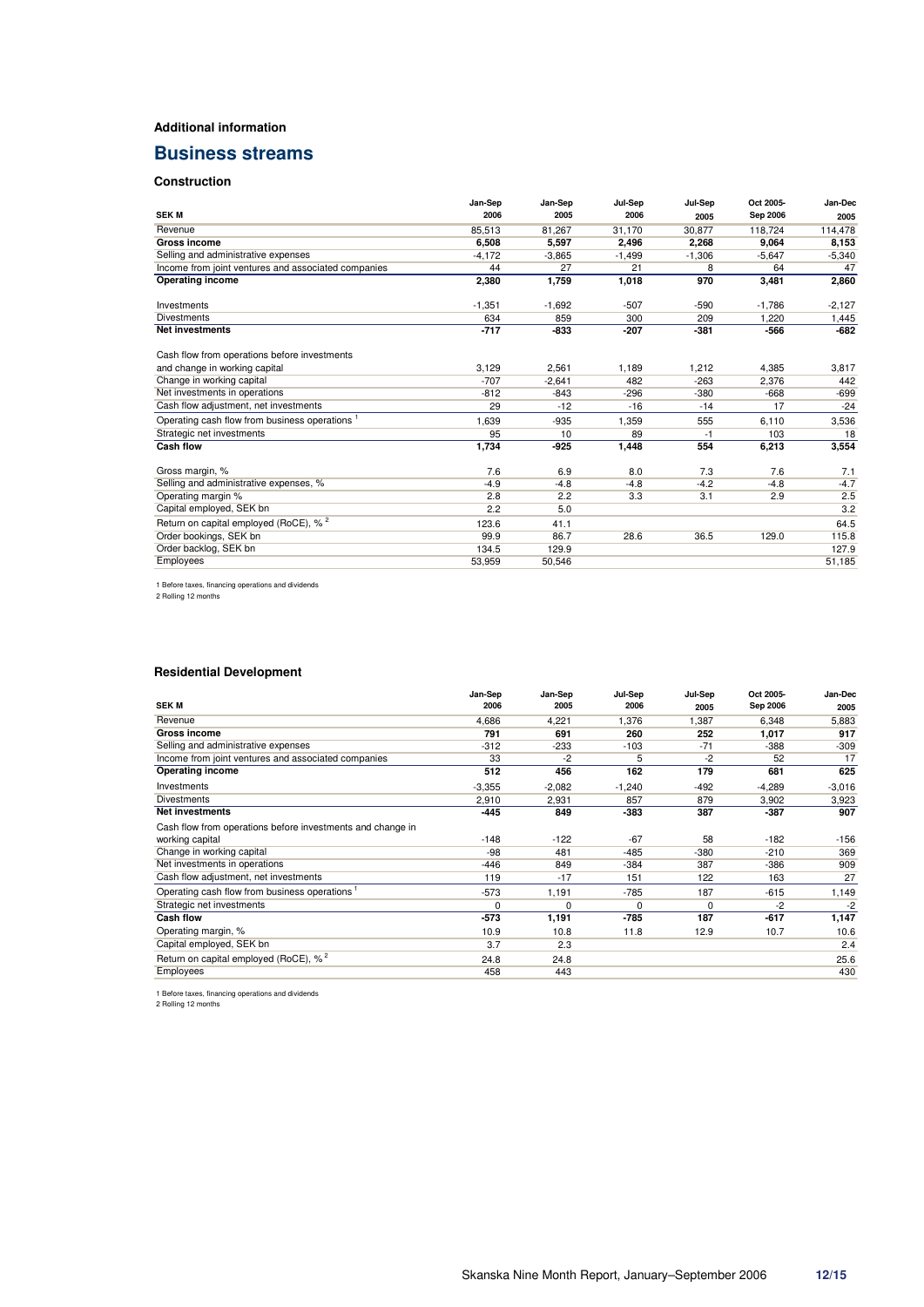**Additional information**

# Business streams

### Construction

| SEK M | Jan-Sep 2006 | Jan-Sep 2005 | Jul-Sep 2006 | Jul-Sep 2005 | Oct 2005-Sep 2006 | Jan-Dec 2005 |
|---|---|---|---|---|---|---|
| Revenue | 85,513 | 81,267 | 31,170 | 30,877 | 118,724 | 114,478 |
| **Gross income** | **6,508** | **5,597** | **2,496** | **2,268** | **9,064** | **8,153** |
| Selling and administrative expenses | -4,172 | -3,865 | -1,499 | -1,306 | -5,647 | -5,340 |
| Income from joint ventures and associated companies | 44 | 27 | 21 | 8 | 64 | 47 |
| **Operating income** | **2,380** | **1,759** | **1,018** | **970** | **3,481** | **2,860** |
| Investments | -1,351 | -1,692 | -507 | -590 | -1,786 | -2,127 |
| Divestments | 634 | 859 | 300 | 209 | 1,220 | 1,445 |
| **Net investments** | **-717** | **-833** | **-207** | **-381** | **-566** | **-682** |
| Cash flow from operations before investments and change in working capital | 3,129 | 2,561 | 1,189 | 1,212 | 4,385 | 3,817 |
| Change in working capital | -707 | -2,641 | 482 | -263 | 2,376 | 442 |
| Net investments in operations | -812 | -843 | -296 | -380 | -668 | -699 |
| Cash flow adjustment, net investments | 29 | -12 | -16 | -14 | 17 | -24 |
| Operating cash flow from business operations [1] | 1,639 | -935 | 1,359 | 555 | 6,110 | 3,536 |
| Strategic net investments | 95 | 10 | 89 | -1 | 103 | 18 |
| **Cash flow** | **1,734** | **-925** | **1,448** | **554** | **6,213** | **3,554** |
| Gross margin, % | 7.6 | 6.9 | 8.0 | 7.3 | 7.6 | 7.1 |
| Selling and administrative expenses, % | -4.9 | -4.8 | -4.8 | -4.2 | -4.8 | -4.7 |
| Operating margin % | 2.8 | 2.2 | 3.3 | 3.1 | 2.9 | 2.5 |
| Capital employed, SEK bn | 2.2 | 5.0 | | | | 3.2 |
| Return on capital employed (RoCE), % [2] | 123.6 | 41.1 | | | | 64.5 |
| Order bookings, SEK bn | 99.9 | 86.7 | 28.6 | 36.5 | 129.0 | 115.8 |
| Order backlog, SEK bn | 134.5 | 129.9 | | | | 127.9 |
| Employees | 53,959 | 50,546 | | | | 51,185 |

1 Before taxes, financing operations and dividends
2 Rolling 12 months

### Residential Development

| SEK M | Jan-Sep 2006 | Jan-Sep 2005 | Jul-Sep 2006 | Jul-Sep 2005 | Oct 2005-Sep 2006 | Jan-Dec 2005 |
|---|---|---|---|---|---|---|
| Revenue | 4,686 | 4,221 | 1,376 | 1,387 | 6,348 | 5,883 |
| **Gross income** | **791** | **691** | **260** | **252** | **1,017** | **917** |
| Selling and administrative expenses | -312 | -233 | -103 | -71 | -388 | -309 |
| Income from joint ventures and associated companies | 33 | -2 | 5 | -2 | 52 | 17 |
| **Operating income** | **512** | **456** | **162** | **179** | **681** | **625** |
| Investments | -3,355 | -2,082 | -1,240 | -492 | -4,289 | -3,016 |
| Divestments | 2,910 | 2,931 | 857 | 879 | 3,902 | 3,923 |
| **Net investments** | **-445** | **849** | **-383** | **387** | **-387** | **907** |
| Cash flow from operations before investments and change in working capital | -148 | -122 | -67 | 58 | -182 | -156 |
| Change in working capital | -98 | 481 | -485 | -380 | -210 | 369 |
| Net investments in operations | -446 | 849 | -384 | 387 | -386 | 909 |
| Cash flow adjustment, net investments | 119 | -17 | 151 | 122 | 163 | 27 |
| Operating cash flow from business operations [1] | -573 | 1,191 | -785 | 187 | -615 | 1,149 |
| Strategic net investments | 0 | 0 | 0 | 0 | -2 | -2 |
| **Cash flow** | **-573** | **1,191** | **-785** | **187** | **-617** | **1,147** |
| Operating margin, % | 10.9 | 10.8 | 11.8 | 12.9 | 10.7 | 10.6 |
| Capital employed, SEK bn | 3.7 | 2.3 | | | | 2.4 |
| Return on capital employed (RoCE), % [2] | 24.8 | 24.8 | | | | 25.6 |
| Employees | 458 | 443 | | | | 430 |

1 Before taxes, financing operations and dividends
2 Rolling 12 months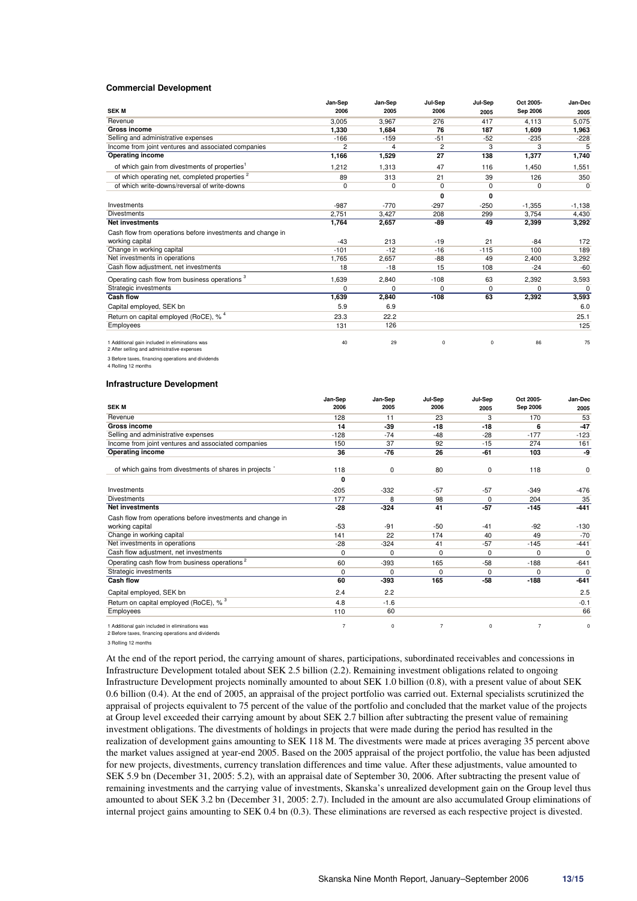### Commercial Development

| SEK M | Jan-Sep 2006 | Jan-Sep 2005 | Jul-Sep 2006 | Jul-Sep 2005 | Oct 2005-Sep 2006 | Jan-Dec 2005 |
|---|---|---|---|---|---|---|
| Revenue | 3,005 | 3,967 | 276 | 417 | 4,113 | 5,075 |
| **Gross income** | **1,330** | **1,684** | **76** | **187** | **1,609** | **1,963** |
| Selling and administrative expenses | -166 | -159 | -51 | -52 | -235 | -228 |
| Income from joint ventures and associated companies | 2 | 4 | 2 | 3 | 3 | 5 |
| **Operating income** | **1,166** | **1,529** | **27** | **138** | **1,377** | **1,740** |
| of which gain from divestments of properties[1] | 1,212 | 1,313 | 47 | 116 | 1,450 | 1,551 |
| of which operating net, completed properties [2] | 89 | 313 | 21 | 39 | 126 | 350 |
| of which write-downs/reversal of write-downs | 0 | 0 | 0 | 0 | 0 | 0 |
| | | | **0** | **0** | | |
| Investments | -987 | -770 | -297 | -250 | -1,355 | -1,138 |
| Divestments | 2,751 | 3,427 | 208 | 299 | 3,754 | 4,430 |
| **Net investments** | **1,764** | **2,657** | **-89** | **49** | **2,399** | **3,292** |
| Cash flow from operations before investments and change in working capital | -43 | 213 | -19 | 21 | -84 | 172 |
| Change in working capital | -101 | -12 | -16 | -115 | 100 | 189 |
| Net investments in operations | 1,765 | 2,657 | -88 | 49 | 2,400 | 3,292 |
| Cash flow adjustment, net investments | 18 | -18 | 15 | 108 | -24 | -60 |
| Operating cash flow from business operations [3] | 1,639 | 2,840 | -108 | 63 | 2,392 | 3,593 |
| Strategic investments | 0 | 0 | 0 | 0 | 0 | 0 |
| **Cash flow** | **1,639** | **2,840** | **-108** | **63** | **2,392** | **3,593** |
| Capital employed, SEK bn | 5.9 | 6.9 | | | | 6.0 |
| Return on capital employed (RoCE), % [4] | 23.3 | 22.2 | | | | 25.1 |
| Employees | 131 | 126 | | | | 125 |
| | | | | | | |
| 1 Additional gain included in eliminations was | 40 | 29 | 0 | 0 | 86 | 75 |

2 After selling and administrative expenses

3 Before taxes, financing operations and dividends

4 Rolling 12 months

### Infrastructure Development

| SEK M | Jan-Sep 2006 | Jan-Sep 2005 | Jul-Sep 2006 | Jul-Sep 2005 | Oct 2005-Sep 2006 | Jan-Dec 2005 |
|---|---|---|---|---|---|---|
| Revenue | 128 | 11 | 23 | 3 | 170 | 53 |
| **Gross income** | **14** | **-39** | **-18** | **-18** | **6** | **-47** |
| Selling and administrative expenses | -128 | -74 | -48 | -28 | -177 | -123 |
| Income from joint ventures and associated companies | 150 | 37 | 92 | -15 | 274 | 161 |
| **Operating income** | **36** | **-76** | **26** | **-61** | **103** | **-9** |
| of which gains from divestments of shares in projects [1] | 118 | 0 | 80 | 0 | 118 | 0 |
| | **0** | | | | | |
| Investments | -205 | -332 | -57 | -57 | -349 | -476 |
| Divestments | 177 | 8 | 98 | 0 | 204 | 35 |
| **Net investments** | **-28** | **-324** | **41** | **-57** | **-145** | **-441** |
| Cash flow from operations before investments and change in working capital | -53 | -91 | -50 | -41 | -92 | -130 |
| Change in working capital | 141 | 22 | 174 | 40 | 49 | -70 |
| Net investments in operations | -28 | -324 | 41 | -57 | -145 | -441 |
| Cash flow adjustment, net investments | 0 | 0 | 0 | 0 | 0 | 0 |
| Operating cash flow from business operations [2] | 60 | -393 | 165 | -58 | -188 | -641 |
| Strategic investments | 0 | 0 | 0 | 0 | 0 | 0 |
| **Cash flow** | **60** | **-393** | **165** | **-58** | **-188** | **-641** |
| Capital employed, SEK bn | 2.4 | 2.2 | | | | 2.5 |
| Return on capital employed (RoCE), % [3] | 4.8 | -1.6 | | | | -0.1 |
| Employees | 110 | 60 | | | | 66 |
| | | | | | | |
| 1 Additional gain included in eliminations was | 7 | 0 | 7 | 0 | 7 | 0 |

2 Before taxes, financing operations and dividends

3 Rolling 12 months

At the end of the report period, the carrying amount of shares, participations, subordinated receivables and concessions in Infrastructure Development totaled about SEK 2.5 billion (2.2). Remaining investment obligations related to ongoing Infrastructure Development projects nominally amounted to about SEK 1.0 billion (0.8), with a present value of about SEK 0.6 billion (0.4). At the end of 2005, an appraisal of the project portfolio was carried out. External specialists scrutinized the appraisal of projects equivalent to 75 percent of the value of the portfolio and concluded that the market value of the projects at Group level exceeded their carrying amount by about SEK 2.7 billion after subtracting the present value of remaining investment obligations. The divestments of holdings in projects that were made during the period has resulted in the realization of development gains amounting to SEK 118 M. The divestments were made at prices averaging 35 percent above the market values assigned at year-end 2005. Based on the 2005 appraisal of the project portfolio, the value has been adjusted for new projects, divestments, currency translation differences and time value. After these adjustments, value amounted to SEK 5.9 bn (December 31, 2005: 5.2), with an appraisal date of September 30, 2006. After subtracting the present value of remaining investments and the carrying value of investments, Skanska's unrealized development gain on the Group level thus amounted to about SEK 3.2 bn (December 31, 2005: 2.7). Included in the amount are also accumulated Group eliminations of internal project gains amounting to SEK 0.4 bn (0.3). These eliminations are reversed as each respective project is divested.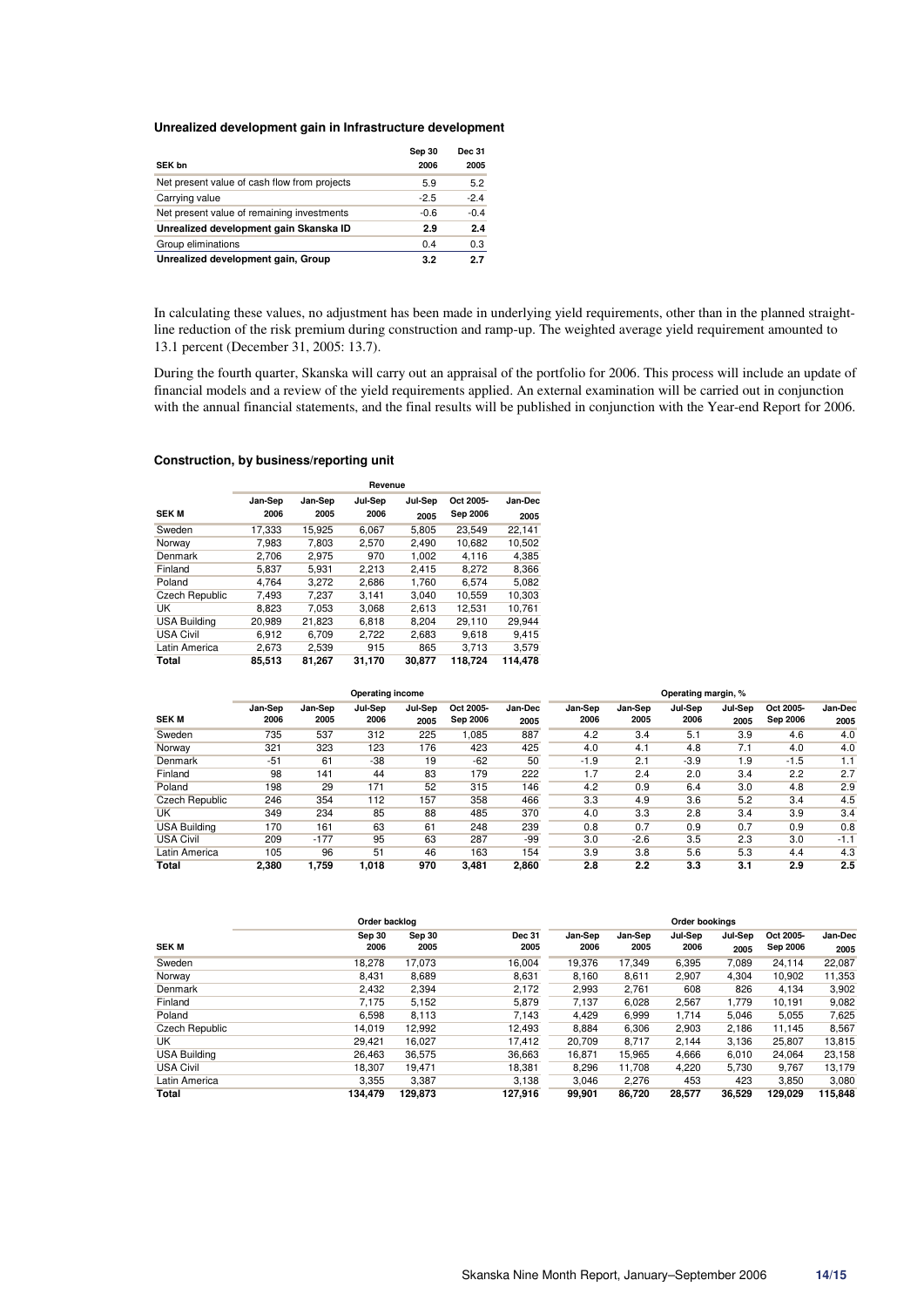### Unrealized development gain in Infrastructure development

| SEK bn | Sep 30 2006 | Dec 31 2005 |
|---|---|---|
| Net present value of cash flow from projects | 5.9 | 5.2 |
| Carrying value | -2.5 | -2.4 |
| Net present value of remaining investments | -0.6 | -0.4 |
| **Unrealized development gain Skanska ID** | **2.9** | **2.4** |
| Group eliminations | 0.4 | 0.3 |
| **Unrealized development gain, Group** | **3.2** | **2.7** |

In calculating these values, no adjustment has been made in underlying yield requirements, other than in the planned straight-line reduction of the risk premium during construction and ramp-up. The weighted average yield requirement amounted to 13.1 percent (December 31, 2005: 13.7).

During the fourth quarter, Skanska will carry out an appraisal of the portfolio for 2006. This process will include an update of financial models and a review of the yield requirements applied. An external examination will be carried out in conjunction with the annual financial statements, and the final results will be published in conjunction with the Year-end Report for 2006.

### Construction, by business/reporting unit

| | Revenue | | | | | |
|---|---|---|---|---|---|---|
| **SEK M** | Jan-Sep 2006 | Jan-Sep 2005 | Jul-Sep 2006 | Jul-Sep 2005 | Oct 2005-Sep 2006 | Jan-Dec 2005 |
| Sweden | 17,333 | 15,925 | 6,067 | 5,805 | 23,549 | 22,141 |
| Norway | 7,983 | 7,803 | 2,570 | 2,490 | 10,682 | 10,502 |
| Denmark | 2,706 | 2,975 | 970 | 1,002 | 4,116 | 4,385 |
| Finland | 5,837 | 5,931 | 2,213 | 2,415 | 8,272 | 8,366 |
| Poland | 4,764 | 3,272 | 2,686 | 1,760 | 6,574 | 5,082 |
| Czech Republic | 7,493 | 7,237 | 3,141 | 3,040 | 10,559 | 10,303 |
| UK | 8,823 | 7,053 | 3,068 | 2,613 | 12,531 | 10,761 |
| USA Building | 20,989 | 21,823 | 6,818 | 8,204 | 29,110 | 29,944 |
| USA Civil | 6,912 | 6,709 | 2,722 | 2,683 | 9,618 | 9,415 |
| Latin America | 2,673 | 2,539 | 915 | 865 | 3,713 | 3,579 |
| **Total** | **85,513** | **81,267** | **31,170** | **30,877** | **118,724** | **114,478** |

| | Operating income | | | | | | Operating margin, % | | | | | |
|---|---|---|---|---|---|---|---|---|---|---|---|---|
| **SEK M** | Jan-Sep 2006 | Jan-Sep 2005 | Jul-Sep 2006 | Jul-Sep 2005 | Oct 2005-Sep 2006 | Jan-Dec 2005 | Jan-Sep 2006 | Jan-Sep 2005 | Jul-Sep 2006 | Jul-Sep 2005 | Oct 2005-Sep 2006 | Jan-Dec 2005 |
| Sweden | 735 | 537 | 312 | 225 | 1,085 | 887 | 4.2 | 3.4 | 5.1 | 3.9 | 4.6 | 4.0 |
| Norway | 321 | 323 | 123 | 176 | 423 | 425 | 4.0 | 4.1 | 4.8 | 7.1 | 4.0 | 4.0 |
| Denmark | -51 | 61 | -38 | 19 | -62 | 50 | -1.9 | 2.1 | -3.9 | 1.9 | -1.5 | 1.1 |
| Finland | 98 | 141 | 44 | 83 | 179 | 222 | 1.7 | 2.4 | 2.0 | 3.4 | 2.2 | 2.7 |
| Poland | 198 | 29 | 171 | 52 | 315 | 146 | 4.2 | 0.9 | 6.4 | 3.0 | 4.8 | 2.9 |
| Czech Republic | 246 | 354 | 112 | 157 | 358 | 466 | 3.3 | 4.9 | 3.6 | 5.2 | 3.4 | 4.5 |
| UK | 349 | 234 | 85 | 88 | 485 | 370 | 4.0 | 3.3 | 2.8 | 3.4 | 3.9 | 3.4 |
| USA Building | 170 | 161 | 63 | 61 | 248 | 239 | 0.8 | 0.7 | 0.9 | 0.7 | 0.9 | 0.8 |
| USA Civil | 209 | -177 | 95 | 63 | 287 | -99 | 3.0 | -2.6 | 3.5 | 2.3 | 3.0 | -1.1 |
| Latin America | 105 | 96 | 51 | 46 | 163 | 154 | 3.9 | 3.8 | 5.6 | 5.3 | 4.4 | 4.3 |
| **Total** | **2,380** | **1,759** | **1,018** | **970** | **3,481** | **2,860** | **2.8** | **2.2** | **3.3** | **3.1** | **2.9** | **2.5** |

| | Order backlog | | | Order bookings | | | | | |
|---|---|---|---|---|---|---|---|---|---|
| **SEK M** | Sep 30 2006 | Sep 30 2005 | Dec 31 2005 | Jan-Sep 2006 | Jan-Sep 2005 | Jul-Sep 2006 | Jul-Sep 2005 | Oct 2005-Sep 2006 | Jan-Dec 2005 |
| Sweden | 18,278 | 17,073 | 16,004 | 19,376 | 17,349 | 6,395 | 7,089 | 24,114 | 22,087 |
| Norway | 8,431 | 8,689 | 8,631 | 8,160 | 8,611 | 2,907 | 4,304 | 10,902 | 11,353 |
| Denmark | 2,432 | 2,394 | 2,172 | 2,993 | 2,761 | 608 | 826 | 4,134 | 3,902 |
| Finland | 7,175 | 5,152 | 5,879 | 7,137 | 6,028 | 2,567 | 1,779 | 10,191 | 9,082 |
| Poland | 6,598 | 8,113 | 7,143 | 4,429 | 6,999 | 1,714 | 5,046 | 5,055 | 7,625 |
| Czech Republic | 14,019 | 12,992 | 12,493 | 8,884 | 6,306 | 2,903 | 2,186 | 11,145 | 8,567 |
| UK | 29,421 | 16,027 | 17,412 | 20,709 | 8,717 | 2,144 | 3,136 | 25,807 | 13,815 |
| USA Building | 26,463 | 36,575 | 36,663 | 16,871 | 15,965 | 4,666 | 6,010 | 24,064 | 23,158 |
| USA Civil | 18,307 | 19,471 | 18,381 | 8,296 | 11,708 | 4,220 | 5,730 | 9,767 | 13,179 |
| Latin America | 3,355 | 3,387 | 3,138 | 3,046 | 2,276 | 453 | 423 | 3,850 | 3,080 |
| **Total** | **134,479** | **129,873** | **127,916** | **99,901** | **86,720** | **28,577** | **36,529** | **129,029** | **115,848** |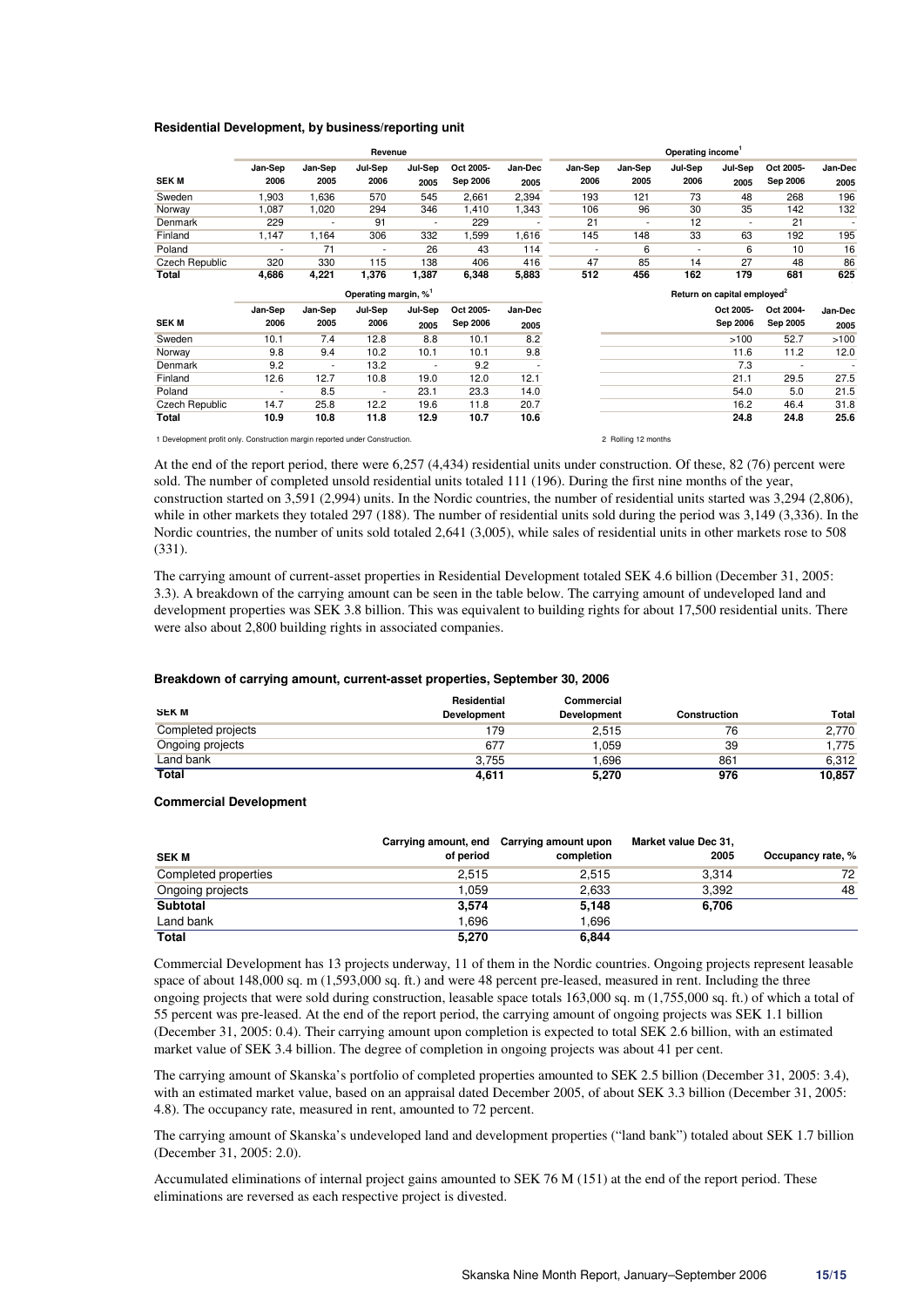**Residential Development, by business/reporting unit**

| | Revenue | | | | | | Operating income[1] | | | | | |
|---|---|---|---|---|---|---|---|---|---|---|---|---|
| SEK M | Jan-Sep 2006 | Jan-Sep 2005 | Jul-Sep 2006 | Jul-Sep 2005 | Oct 2005-Sep 2006 | Jan-Dec 2005 | Jan-Sep 2006 | Jan-Sep 2005 | Jul-Sep 2006 | Jul-Sep 2005 | Oct 2005-Sep 2006 | Jan-Dec 2005 |
| Sweden | 1,903 | 1,636 | 570 | 545 | 2,661 | 2,394 | 193 | 121 | 73 | 48 | 268 | 196 |
| Norway | 1,087 | 1,020 | 294 | 346 | 1,410 | 1,343 | 106 | 96 | 30 | 35 | 142 | 132 |
| Denmark | 229 | - | 91 | - | 229 | - | 21 | - | 12 | - | 21 | - |
| Finland | 1,147 | 1,164 | 306 | 332 | 1,599 | 1,616 | 145 | 148 | 33 | 63 | 192 | 195 |
| Poland | - | 71 | - | 26 | 43 | 114 | - | 6 | - | 6 | 10 | 16 |
| Czech Republic | 320 | 330 | 115 | 138 | 406 | 416 | 47 | 85 | 14 | 27 | 48 | 86 |
| **Total** | **4,686** | **4,221** | **1,376** | **1,387** | **6,348** | **5,883** | **512** | **456** | **162** | **179** | **681** | **625** |

| | Operating margin, %[1] | | | | | | Return on capital employed[2] | | |
|---|---|---|---|---|---|---|---|---|---|
| SEK M | Jan-Sep 2006 | Jan-Sep 2005 | Jul-Sep 2006 | Jul-Sep 2005 | Oct 2005-Sep 2006 | Jan-Dec 2005 | Oct 2005-Sep 2006 | Oct 2004-Sep 2005 | Jan-Dec 2005 |
| Sweden | 10.1 | 7.4 | 12.8 | 8.8 | 10.1 | 8.2 | >100 | 52.7 | >100 |
| Norway | 9.8 | 9.4 | 10.2 | 10.1 | 10.1 | 9.8 | 11.6 | 11.2 | 12.0 |
| Denmark | 9.2 | - | 13.2 | - | 9.2 | - | 7.3 | - | - |
| Finland | 12.6 | 12.7 | 10.8 | 19.0 | 12.0 | 12.1 | 21.1 | 29.5 | 27.5 |
| Poland | - | 8.5 | - | 23.1 | 23.3 | 14.0 | 54.0 | 5.0 | 21.5 |
| Czech Republic | 14.7 | 25.8 | 12.2 | 19.6 | 11.8 | 20.7 | 16.2 | 46.4 | 31.8 |
| **Total** | **10.9** | **10.8** | **11.8** | **12.9** | **10.7** | **10.6** | **24.8** | **24.8** | **25.6** |

1 Development profit only. Construction margin reported under Construction.

2 Rolling 12 months

At the end of the report period, there were 6,257 (4,434) residential units under construction. Of these, 82 (76) percent were sold. The number of completed unsold residential units totaled 111 (196). During the first nine months of the year, construction started on 3,591 (2,994) units. In the Nordic countries, the number of residential units started was 3,294 (2,806), while in other markets they totaled 297 (188). The number of residential units sold during the period was 3,149 (3,336). In the Nordic countries, the number of units sold totaled 2,641 (3,005), while sales of residential units in other markets rose to 508 (331).

The carrying amount of current-asset properties in Residential Development totaled SEK 4.6 billion (December 31, 2005: 3.3). A breakdown of the carrying amount can be seen in the table below. The carrying amount of undeveloped land and development properties was SEK 3.8 billion. This was equivalent to building rights for about 17,500 residential units. There were also about 2,800 building rights in associated companies.

**Breakdown of carrying amount, current-asset properties, September 30, 2006**

| SEK M | Residential Development | Commercial Development | Construction | Total |
|---|---|---|---|---|
| Completed projects | 179 | 2,515 | 76 | 2,770 |
| Ongoing projects | 677 | 1,059 | 39 | 1,775 |
| Land bank | 3,755 | 1,696 | 861 | 6,312 |
| **Total** | **4,611** | **5,270** | **976** | **10,857** |

**Commercial Development**

| SEK M | Carrying amount, end of period | Carrying amount upon completion | Market value Dec 31, 2005 | Occupancy rate, % |
|---|---|---|---|---|
| Completed properties | 2,515 | 2,515 | 3,314 | 72 |
| Ongoing projects | 1,059 | 2,633 | 3,392 | 48 |
| **Subtotal** | **3,574** | **5,148** | **6,706** | |
| Land bank | 1,696 | 1,696 | | |
| **Total** | **5,270** | **6,844** | | |

Commercial Development has 13 projects underway, 11 of them in the Nordic countries. Ongoing projects represent leasable space of about 148,000 sq. m (1,593,000 sq. ft.) and were 48 percent pre-leased, measured in rent. Including the three ongoing projects that were sold during construction, leasable space totals 163,000 sq. m (1,755,000 sq. ft.) of which a total of 55 percent was pre-leased. At the end of the report period, the carrying amount of ongoing projects was SEK 1.1 billion (December 31, 2005: 0.4). Their carrying amount upon completion is expected to total SEK 2.6 billion, with an estimated market value of SEK 3.4 billion. The degree of completion in ongoing projects was about 41 per cent.

The carrying amount of Skanska's portfolio of completed properties amounted to SEK 2.5 billion (December 31, 2005: 3.4), with an estimated market value, based on an appraisal dated December 2005, of about SEK 3.3 billion (December 31, 2005: 4.8). The occupancy rate, measured in rent, amounted to 72 percent.

The carrying amount of Skanska's undeveloped land and development properties ("land bank") totaled about SEK 1.7 billion (December 31, 2005: 2.0).

Accumulated eliminations of internal project gains amounted to SEK 76 M (151) at the end of the report period. These eliminations are reversed as each respective project is divested.